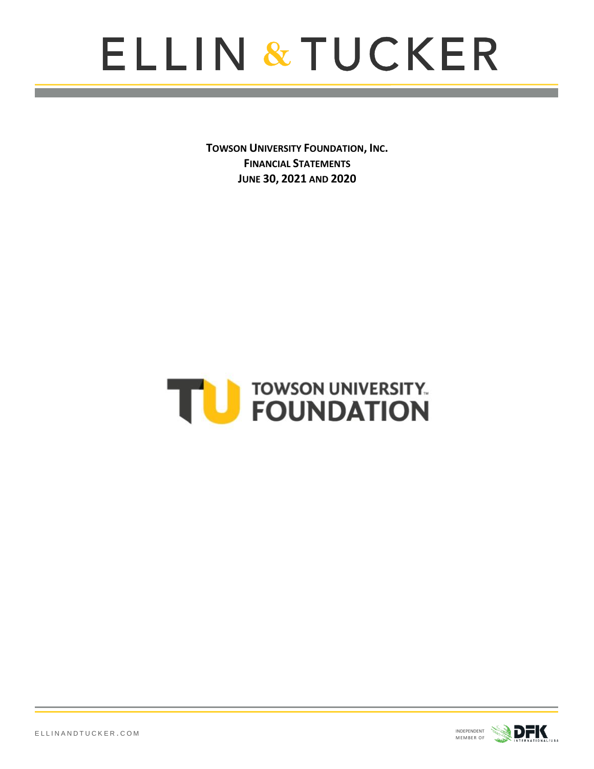# ELLIN & TUCKER

**TOWSON UNIVERSITY FOUNDATION, INC.**
**FINANCIAL STATEMENTS**
**JUNE 30, 2021 AND 2020**

TOWSON UNIVERSITY FOUNDATION

ELLINANDTUCKER.COM

INDEPENDENT MEMBER OF DFK INTERNATIONAL/USA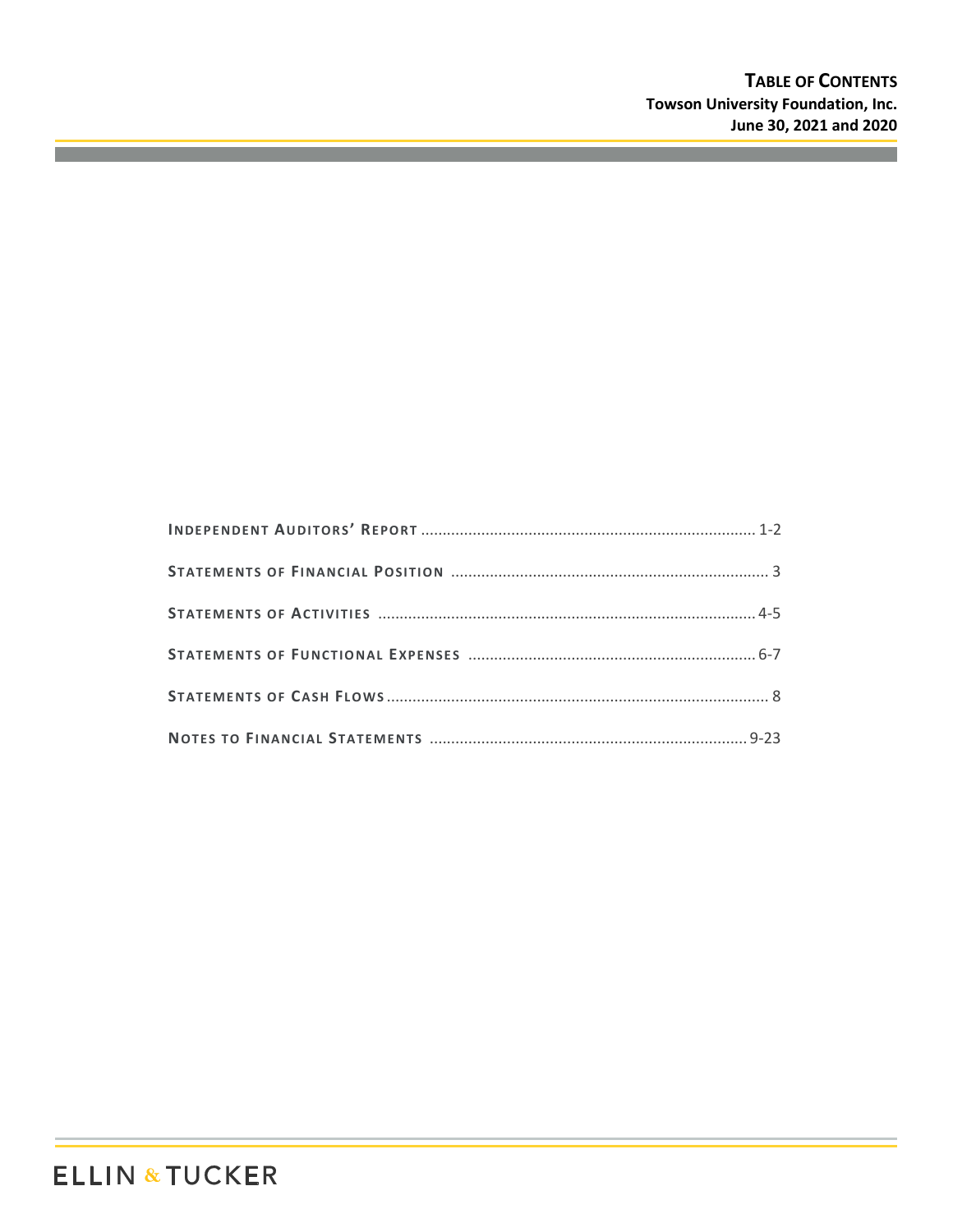# TABLE OF CONTENTS

**Towson University Foundation, Inc.**
**June 30, 2021 and 2020**

| | |
|---|---|
| INDEPENDENT AUDITORS' REPORT | 1-2 |
| STATEMENTS OF FINANCIAL POSITION | 3 |
| STATEMENTS OF ACTIVITIES | 4-5 |
| STATEMENTS OF FUNCTIONAL EXPENSES | 6-7 |
| STATEMENTS OF CASH FLOWS | 8 |
| NOTES TO FINANCIAL STATEMENTS | 9-23 |

ELLIN & TUCKER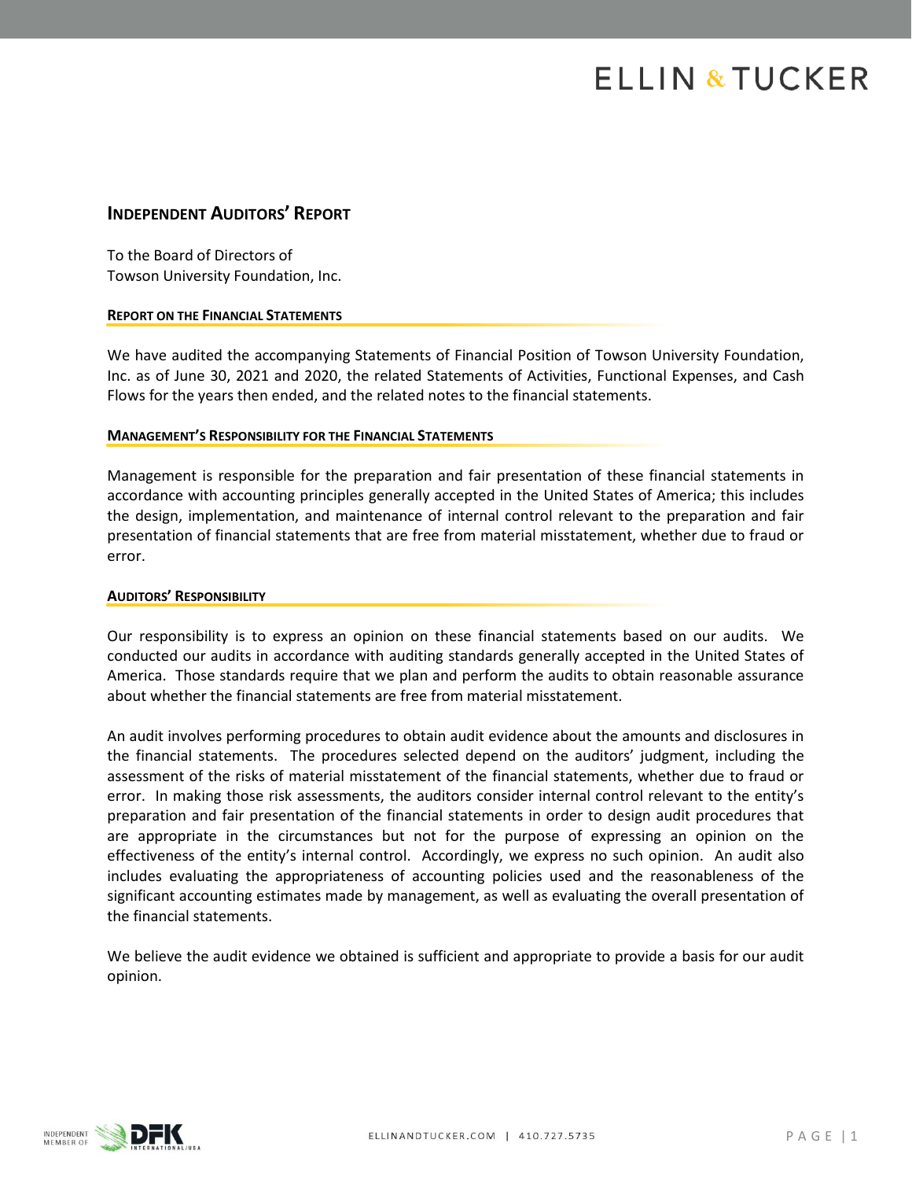# INDEPENDENT AUDITORS' REPORT

To the Board of Directors of
Towson University Foundation, Inc.

## REPORT ON THE FINANCIAL STATEMENTS

We have audited the accompanying Statements of Financial Position of Towson University Foundation, Inc. as of June 30, 2021 and 2020, the related Statements of Activities, Functional Expenses, and Cash Flows for the years then ended, and the related notes to the financial statements.

## MANAGEMENT'S RESPONSIBILITY FOR THE FINANCIAL STATEMENTS

Management is responsible for the preparation and fair presentation of these financial statements in accordance with accounting principles generally accepted in the United States of America; this includes the design, implementation, and maintenance of internal control relevant to the preparation and fair presentation of financial statements that are free from material misstatement, whether due to fraud or error.

## AUDITORS' RESPONSIBILITY

Our responsibility is to express an opinion on these financial statements based on our audits. We conducted our audits in accordance with auditing standards generally accepted in the United States of America. Those standards require that we plan and perform the audits to obtain reasonable assurance about whether the financial statements are free from material misstatement.

An audit involves performing procedures to obtain audit evidence about the amounts and disclosures in the financial statements. The procedures selected depend on the auditors' judgment, including the assessment of the risks of material misstatement of the financial statements, whether due to fraud or error. In making those risk assessments, the auditors consider internal control relevant to the entity's preparation and fair presentation of the financial statements in order to design audit procedures that are appropriate in the circumstances but not for the purpose of expressing an opinion on the effectiveness of the entity's internal control. Accordingly, we express no such opinion. An audit also includes evaluating the appropriateness of accounting policies used and the reasonableness of the significant accounting estimates made by management, as well as evaluating the overall presentation of the financial statements.

We believe the audit evidence we obtained is sufficient and appropriate to provide a basis for our audit opinion.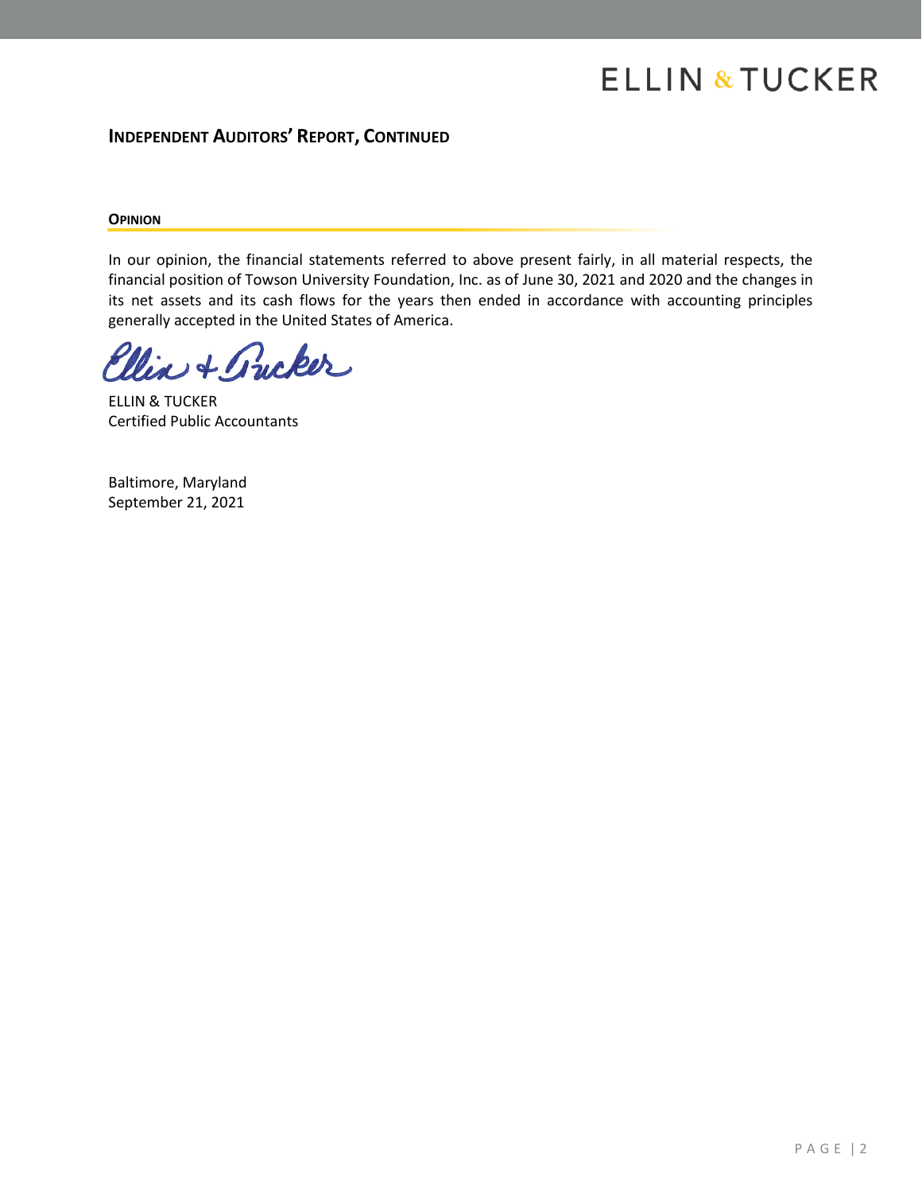## INDEPENDENT AUDITORS' REPORT, CONTINUED

**OPINION**

In our opinion, the financial statements referred to above present fairly, in all material respects, the financial position of Towson University Foundation, Inc. as of June 30, 2021 and 2020 and the changes in its net assets and its cash flows for the years then ended in accordance with accounting principles generally accepted in the United States of America.

Ellin + Tucker

ELLIN & TUCKER
Certified Public Accountants

Baltimore, Maryland
September 21, 2021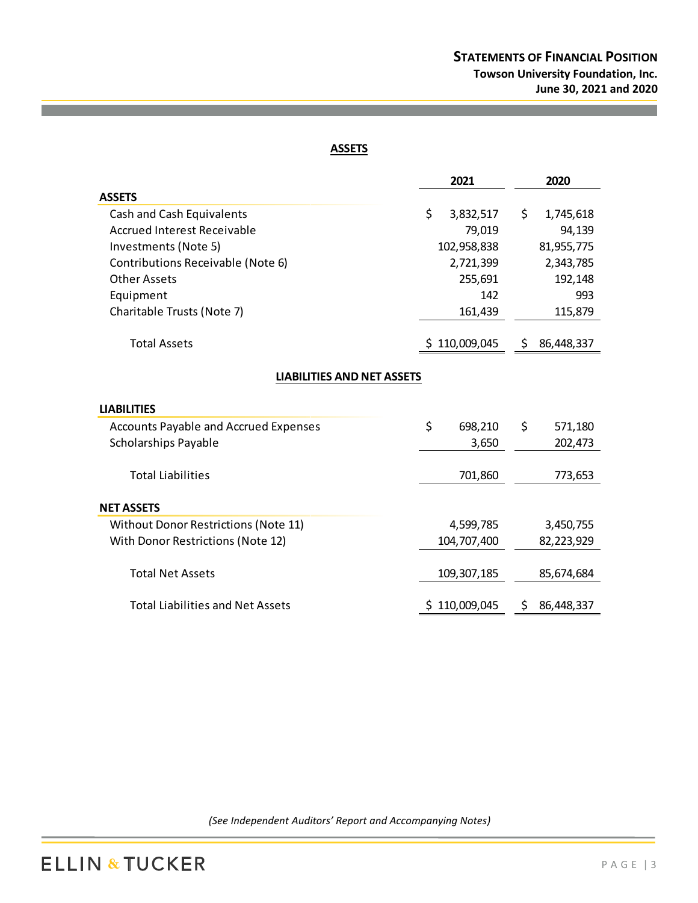# STATEMENTS OF FINANCIAL POSITION

**Towson University Foundation, Inc.**
**June 30, 2021 and 2020**

## ASSETS

| | 2021 | 2020 |
|---|---|---|
| **ASSETS** | | |
| Cash and Cash Equivalents | $ 3,832,517 | $ 1,745,618 |
| Accrued Interest Receivable | 79,019 | 94,139 |
| Investments (Note 5) | 102,958,838 | 81,955,775 |
| Contributions Receivable (Note 6) | 2,721,399 | 2,343,785 |
| Other Assets | 255,691 | 192,148 |
| Equipment | 142 | 993 |
| Charitable Trusts (Note 7) | 161,439 | 115,879 |
| Total Assets | $ 110,009,045 | $ 86,448,337 |

## LIABILITIES AND NET ASSETS

| | 2021 | 2020 |
|---|---|---|
| **LIABILITIES** | | |
| Accounts Payable and Accrued Expenses | $ 698,210 | $ 571,180 |
| Scholarships Payable | 3,650 | 202,473 |
| Total Liabilities | 701,860 | 773,653 |
| **NET ASSETS** | | |
| Without Donor Restrictions (Note 11) | 4,599,785 | 3,450,755 |
| With Donor Restrictions (Note 12) | 104,707,400 | 82,223,929 |
| Total Net Assets | 109,307,185 | 85,674,684 |
| Total Liabilities and Net Assets | $ 110,009,045 | $ 86,448,337 |

*(See Independent Auditors' Report and Accompanying Notes)*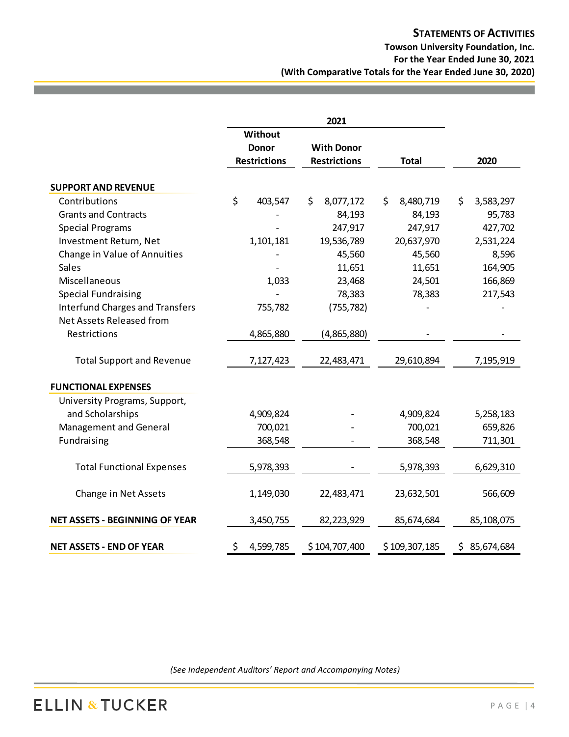## STATEMENTS OF ACTIVITIES

**Towson University Foundation, Inc.**
**For the Year Ended June 30, 2021**
**(With Comparative Totals for the Year Ended June 30, 2020)**

| | 2021 | | | |
|---|---|---|---|---|
| | Without Donor Restrictions | With Donor Restrictions | Total | 2020 |
| **SUPPORT AND REVENUE** | | | | |
| Contributions | $ 403,547 | $ 8,077,172 | $ 8,480,719 | $ 3,583,297 |
| Grants and Contracts | - | 84,193 | 84,193 | 95,783 |
| Special Programs | - | 247,917 | 247,917 | 427,702 |
| Investment Return, Net | 1,101,181 | 19,536,789 | 20,637,970 | 2,531,224 |
| Change in Value of Annuities | - | 45,560 | 45,560 | 8,596 |
| Sales | - | 11,651 | 11,651 | 164,905 |
| Miscellaneous | 1,033 | 23,468 | 24,501 | 166,869 |
| Special Fundraising | - | 78,383 | 78,383 | 217,543 |
| Interfund Charges and Transfers | 755,782 | (755,782) | - | - |
| Net Assets Released from Restrictions | 4,865,880 | (4,865,880) | - | - |
| Total Support and Revenue | 7,127,423 | 22,483,471 | 29,610,894 | 7,195,919 |
| **FUNCTIONAL EXPENSES** | | | | |
| University Programs, Support, and Scholarships | 4,909,824 | - | 4,909,824 | 5,258,183 |
| Management and General | 700,021 | - | 700,021 | 659,826 |
| Fundraising | 368,548 | - | 368,548 | 711,301 |
| Total Functional Expenses | 5,978,393 | - | 5,978,393 | 6,629,310 |
| Change in Net Assets | 1,149,030 | 22,483,471 | 23,632,501 | 566,609 |
| **NET ASSETS - BEGINNING OF YEAR** | 3,450,755 | 82,223,929 | 85,674,684 | 85,108,075 |
| **NET ASSETS - END OF YEAR** | $ 4,599,785 | $ 104,707,400 | $ 109,307,185 | $ 85,674,684 |

*(See Independent Auditors' Report and Accompanying Notes)*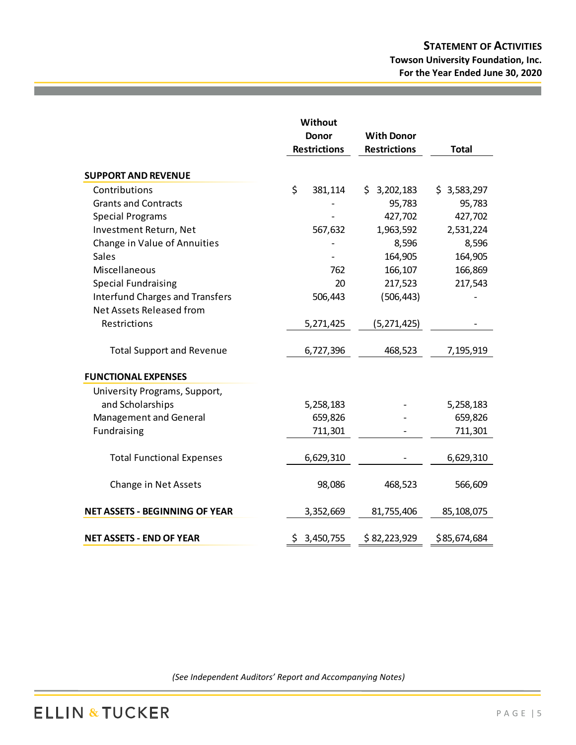# STATEMENT OF ACTIVITIES

**Towson University Foundation, Inc.**
**For the Year Ended June 30, 2020**

| | Without Donor Restrictions | With Donor Restrictions | Total |
|---|---|---|---|
| **SUPPORT AND REVENUE** | | | |
| Contributions | $ 381,114 | $ 3,202,183 | $ 3,583,297 |
| Grants and Contracts | - | 95,783 | 95,783 |
| Special Programs | - | 427,702 | 427,702 |
| Investment Return, Net | 567,632 | 1,963,592 | 2,531,224 |
| Change in Value of Annuities | - | 8,596 | 8,596 |
| Sales | - | 164,905 | 164,905 |
| Miscellaneous | 762 | 166,107 | 166,869 |
| Special Fundraising | 20 | 217,523 | 217,543 |
| Interfund Charges and Transfers | 506,443 | (506,443) | - |
| Net Assets Released from Restrictions | 5,271,425 | (5,271,425) | - |
| Total Support and Revenue | 6,727,396 | 468,523 | 7,195,919 |
| **FUNCTIONAL EXPENSES** | | | |
| University Programs, Support, and Scholarships | 5,258,183 | - | 5,258,183 |
| Management and General | 659,826 | - | 659,826 |
| Fundraising | 711,301 | - | 711,301 |
| Total Functional Expenses | 6,629,310 | - | 6,629,310 |
| Change in Net Assets | 98,086 | 468,523 | 566,609 |
| **NET ASSETS - BEGINNING OF YEAR** | 3,352,669 | 81,755,406 | 85,108,075 |
| **NET ASSETS - END OF YEAR** | $ 3,450,755 | $ 82,223,929 | $ 85,674,684 |

*(See Independent Auditors' Report and Accompanying Notes)*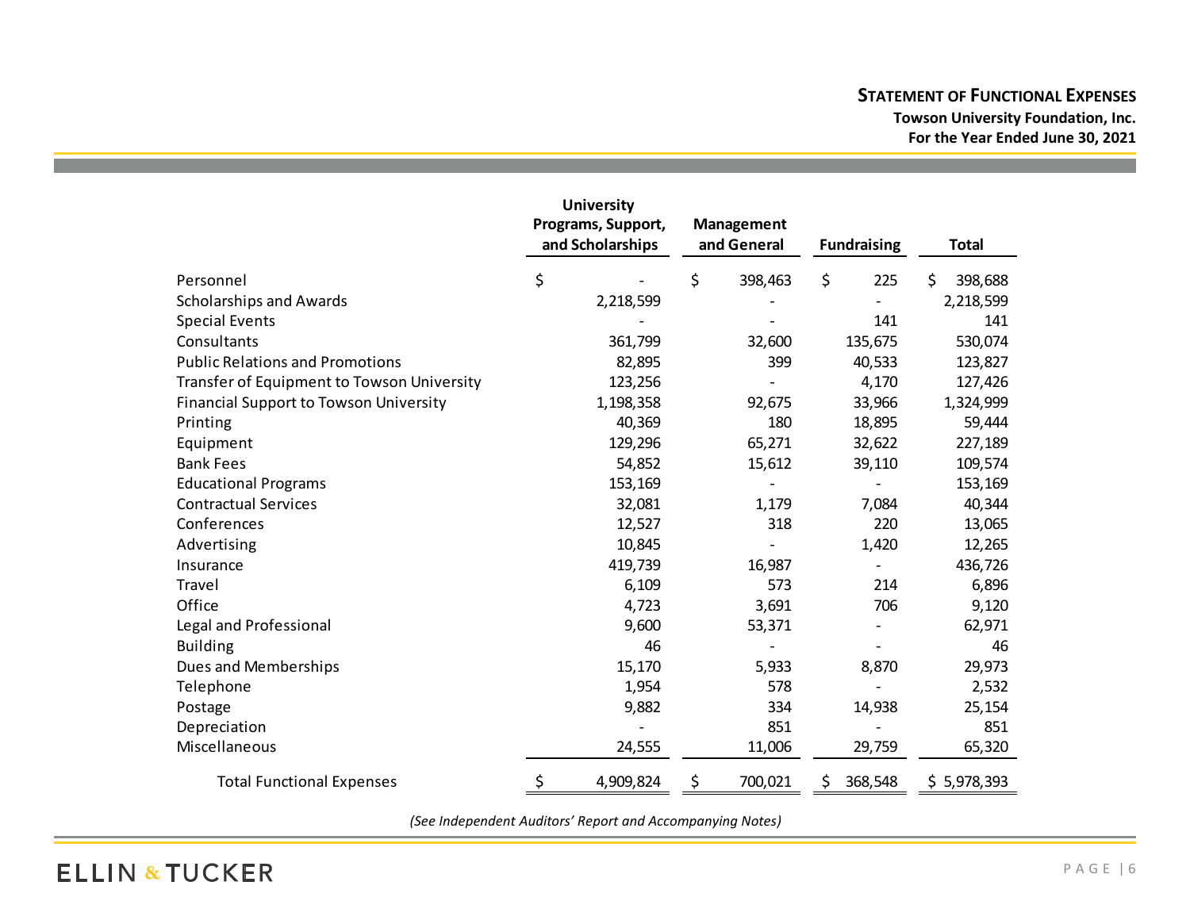# STATEMENT OF FUNCTIONAL EXPENSES

**Towson University Foundation, Inc.**

**For the Year Ended June 30, 2021**

| | University Programs, Support, and Scholarships | Management and General | Fundraising | Total |
|---|---|---|---|---|
| Personnel | $ - | $ 398,463 | $ 225 | $ 398,688 |
| Scholarships and Awards | 2,218,599 | - | - | 2,218,599 |
| Special Events | - | - | 141 | 141 |
| Consultants | 361,799 | 32,600 | 135,675 | 530,074 |
| Public Relations and Promotions | 82,895 | 399 | 40,533 | 123,827 |
| Transfer of Equipment to Towson University | 123,256 | - | 4,170 | 127,426 |
| Financial Support to Towson University | 1,198,358 | 92,675 | 33,966 | 1,324,999 |
| Printing | 40,369 | 180 | 18,895 | 59,444 |
| Equipment | 129,296 | 65,271 | 32,622 | 227,189 |
| Bank Fees | 54,852 | 15,612 | 39,110 | 109,574 |
| Educational Programs | 153,169 | - | - | 153,169 |
| Contractual Services | 32,081 | 1,179 | 7,084 | 40,344 |
| Conferences | 12,527 | 318 | 220 | 13,065 |
| Advertising | 10,845 | - | 1,420 | 12,265 |
| Insurance | 419,739 | 16,987 | - | 436,726 |
| Travel | 6,109 | 573 | 214 | 6,896 |
| Office | 4,723 | 3,691 | 706 | 9,120 |
| Legal and Professional | 9,600 | 53,371 | - | 62,971 |
| Building | 46 | - | - | 46 |
| Dues and Memberships | 15,170 | 5,933 | 8,870 | 29,973 |
| Telephone | 1,954 | 578 | - | 2,532 |
| Postage | 9,882 | 334 | 14,938 | 25,154 |
| Depreciation | - | 851 | - | 851 |
| Miscellaneous | 24,555 | 11,006 | 29,759 | 65,320 |
| Total Functional Expenses | $ 4,909,824 | $ 700,021 | $ 368,548 | $ 5,978,393 |

*(See Independent Auditors' Report and Accompanying Notes)*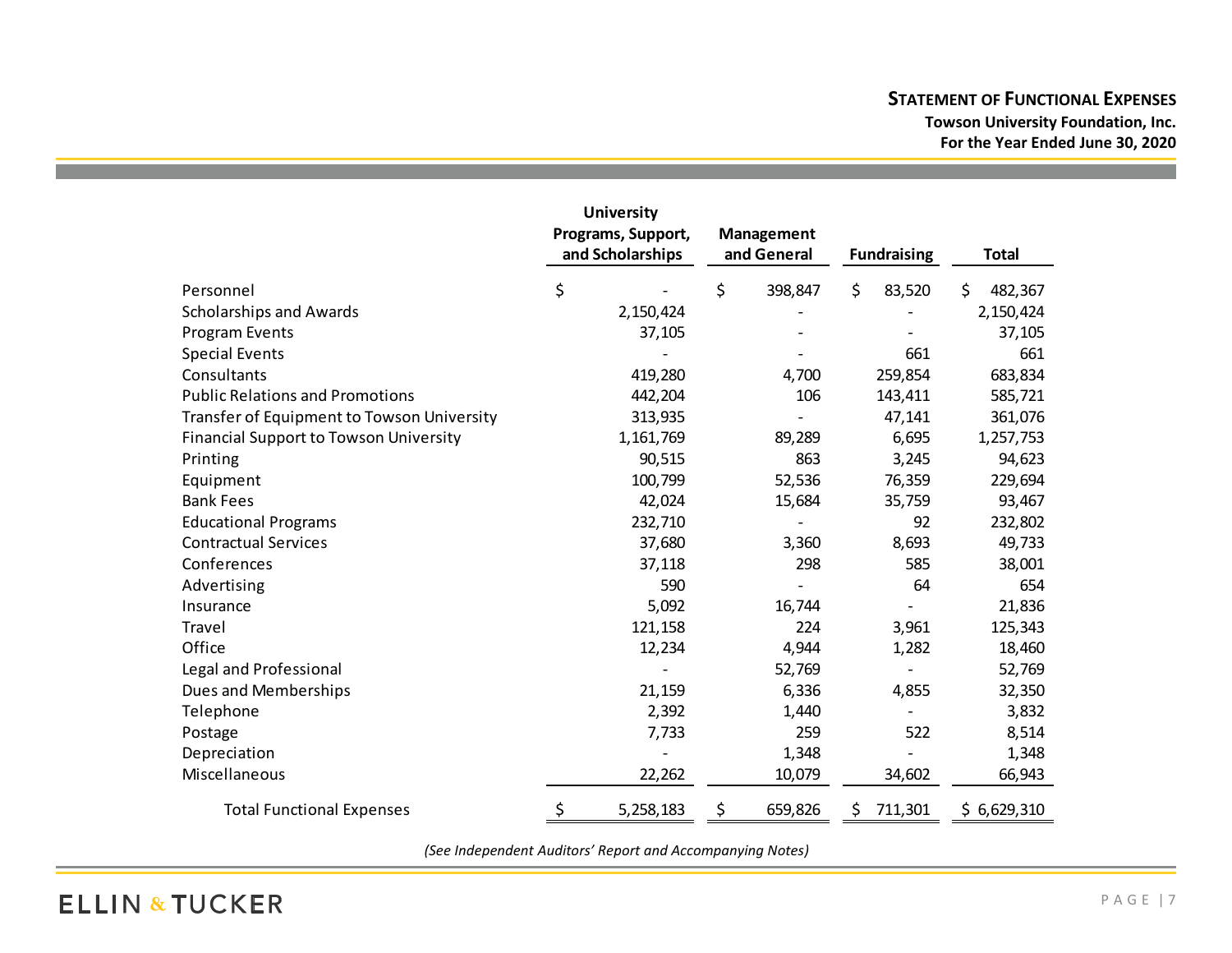# STATEMENT OF FUNCTIONAL EXPENSES

**Towson University Foundation, Inc.**
**For the Year Ended June 30, 2020**

| | University Programs, Support, and Scholarships | Management and General | Fundraising | Total |
|---|---|---|---|---|
| Personnel | $ - | $ 398,847 | $ 83,520 | $ 482,367 |
| Scholarships and Awards | 2,150,424 | - | - | 2,150,424 |
| Program Events | 37,105 | - | - | 37,105 |
| Special Events | - | - | 661 | 661 |
| Consultants | 419,280 | 4,700 | 259,854 | 683,834 |
| Public Relations and Promotions | 442,204 | 106 | 143,411 | 585,721 |
| Transfer of Equipment to Towson University | 313,935 | - | 47,141 | 361,076 |
| Financial Support to Towson University | 1,161,769 | 89,289 | 6,695 | 1,257,753 |
| Printing | 90,515 | 863 | 3,245 | 94,623 |
| Equipment | 100,799 | 52,536 | 76,359 | 229,694 |
| Bank Fees | 42,024 | 15,684 | 35,759 | 93,467 |
| Educational Programs | 232,710 | - | 92 | 232,802 |
| Contractual Services | 37,680 | 3,360 | 8,693 | 49,733 |
| Conferences | 37,118 | 298 | 585 | 38,001 |
| Advertising | 590 | - | 64 | 654 |
| Insurance | 5,092 | 16,744 | - | 21,836 |
| Travel | 121,158 | 224 | 3,961 | 125,343 |
| Office | 12,234 | 4,944 | 1,282 | 18,460 |
| Legal and Professional | - | 52,769 | - | 52,769 |
| Dues and Memberships | 21,159 | 6,336 | 4,855 | 32,350 |
| Telephone | 2,392 | 1,440 | - | 3,832 |
| Postage | 7,733 | 259 | 522 | 8,514 |
| Depreciation | - | 1,348 | - | 1,348 |
| Miscellaneous | 22,262 | 10,079 | 34,602 | 66,943 |
| Total Functional Expenses | $ 5,258,183 | $ 659,826 | $ 711,301 | $ 6,629,310 |

*(See Independent Auditors' Report and Accompanying Notes)*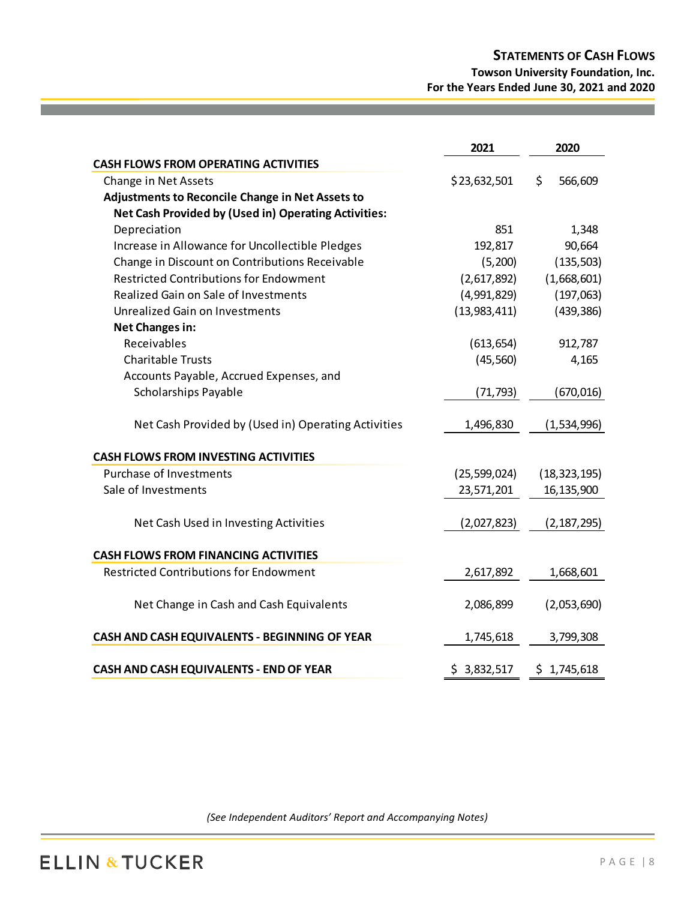# STATEMENTS OF CASH FLOWS

**Towson University Foundation, Inc.**

**For the Years Ended June 30, 2021 and 2020**

| | 2021 | 2020 |
|---|---|---|
| **CASH FLOWS FROM OPERATING ACTIVITIES** | | |
| Change in Net Assets | $ 23,632,501 | $ 566,609 |
| **Adjustments to Reconcile Change in Net Assets to Net Cash Provided by (Used in) Operating Activities:** | | |
| Depreciation | 851 | 1,348 |
| Increase in Allowance for Uncollectible Pledges | 192,817 | 90,664 |
| Change in Discount on Contributions Receivable | (5,200) | (135,503) |
| Restricted Contributions for Endowment | (2,617,892) | (1,668,601) |
| Realized Gain on Sale of Investments | (4,991,829) | (197,063) |
| Unrealized Gain on Investments | (13,983,411) | (439,386) |
| **Net Changes in:** | | |
| Receivables | (613,654) | 912,787 |
| Charitable Trusts | (45,560) | 4,165 |
| Accounts Payable, Accrued Expenses, and Scholarships Payable | (71,793) | (670,016) |
| Net Cash Provided by (Used in) Operating Activities | 1,496,830 | (1,534,996) |
| **CASH FLOWS FROM INVESTING ACTIVITIES** | | |
| Purchase of Investments | (25,599,024) | (18,323,195) |
| Sale of Investments | 23,571,201 | 16,135,900 |
| Net Cash Used in Investing Activities | (2,027,823) | (2,187,295) |
| **CASH FLOWS FROM FINANCING ACTIVITIES** | | |
| Restricted Contributions for Endowment | 2,617,892 | 1,668,601 |
| Net Change in Cash and Cash Equivalents | 2,086,899 | (2,053,690) |
| **CASH AND CASH EQUIVALENTS - BEGINNING OF YEAR** | 1,745,618 | 3,799,308 |
| **CASH AND CASH EQUIVALENTS - END OF YEAR** | $ 3,832,517 | $ 1,745,618 |

*(See Independent Auditors' Report and Accompanying Notes)*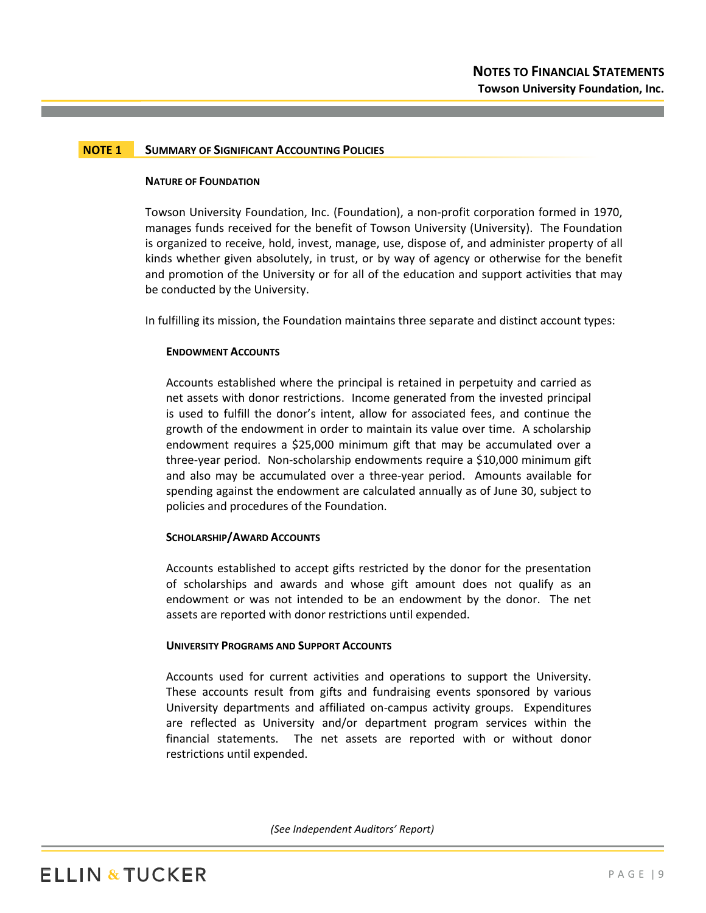## NOTE 1 SUMMARY OF SIGNIFICANT ACCOUNTING POLICIES

### NATURE OF FOUNDATION

Towson University Foundation, Inc. (Foundation), a non-profit corporation formed in 1970, manages funds received for the benefit of Towson University (University). The Foundation is organized to receive, hold, invest, manage, use, dispose of, and administer property of all kinds whether given absolutely, in trust, or by way of agency or otherwise for the benefit and promotion of the University or for all of the education and support activities that may be conducted by the University.

In fulfilling its mission, the Foundation maintains three separate and distinct account types:

#### ENDOWMENT ACCOUNTS

Accounts established where the principal is retained in perpetuity and carried as net assets with donor restrictions. Income generated from the invested principal is used to fulfill the donor's intent, allow for associated fees, and continue the growth of the endowment in order to maintain its value over time. A scholarship endowment requires a $25,000 minimum gift that may be accumulated over a three-year period. Non-scholarship endowments require a $10,000 minimum gift and also may be accumulated over a three-year period. Amounts available for spending against the endowment are calculated annually as of June 30, subject to policies and procedures of the Foundation.

#### SCHOLARSHIP/AWARD ACCOUNTS

Accounts established to accept gifts restricted by the donor for the presentation of scholarships and awards and whose gift amount does not qualify as an endowment or was not intended to be an endowment by the donor. The net assets are reported with donor restrictions until expended.

#### UNIVERSITY PROGRAMS AND SUPPORT ACCOUNTS

Accounts used for current activities and operations to support the University. These accounts result from gifts and fundraising events sponsored by various University departments and affiliated on-campus activity groups. Expenditures are reflected as University and/or department program services within the financial statements. The net assets are reported with or without donor restrictions until expended.

*(See Independent Auditors' Report)*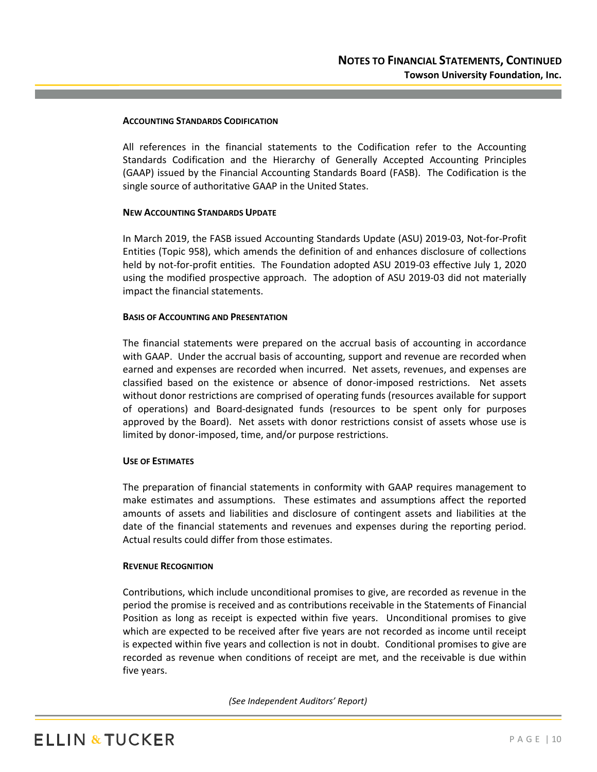#### Accounting Standards Codification

All references in the financial statements to the Codification refer to the Accounting Standards Codification and the Hierarchy of Generally Accepted Accounting Principles (GAAP) issued by the Financial Accounting Standards Board (FASB). The Codification is the single source of authoritative GAAP in the United States.

#### New Accounting Standards Update

In March 2019, the FASB issued Accounting Standards Update (ASU) 2019-03, Not-for-Profit Entities (Topic 958), which amends the definition of and enhances disclosure of collections held by not-for-profit entities. The Foundation adopted ASU 2019-03 effective July 1, 2020 using the modified prospective approach. The adoption of ASU 2019-03 did not materially impact the financial statements.

#### Basis of Accounting and Presentation

The financial statements were prepared on the accrual basis of accounting in accordance with GAAP. Under the accrual basis of accounting, support and revenue are recorded when earned and expenses are recorded when incurred. Net assets, revenues, and expenses are classified based on the existence or absence of donor-imposed restrictions. Net assets without donor restrictions are comprised of operating funds (resources available for support of operations) and Board-designated funds (resources to be spent only for purposes approved by the Board). Net assets with donor restrictions consist of assets whose use is limited by donor-imposed, time, and/or purpose restrictions.

#### Use of Estimates

The preparation of financial statements in conformity with GAAP requires management to make estimates and assumptions. These estimates and assumptions affect the reported amounts of assets and liabilities and disclosure of contingent assets and liabilities at the date of the financial statements and revenues and expenses during the reporting period. Actual results could differ from those estimates.

#### Revenue Recognition

Contributions, which include unconditional promises to give, are recorded as revenue in the period the promise is received and as contributions receivable in the Statements of Financial Position as long as receipt is expected within five years. Unconditional promises to give which are expected to be received after five years are not recorded as income until receipt is expected within five years and collection is not in doubt. Conditional promises to give are recorded as revenue when conditions of receipt are met, and the receivable is due within five years.

*(See Independent Auditors' Report)*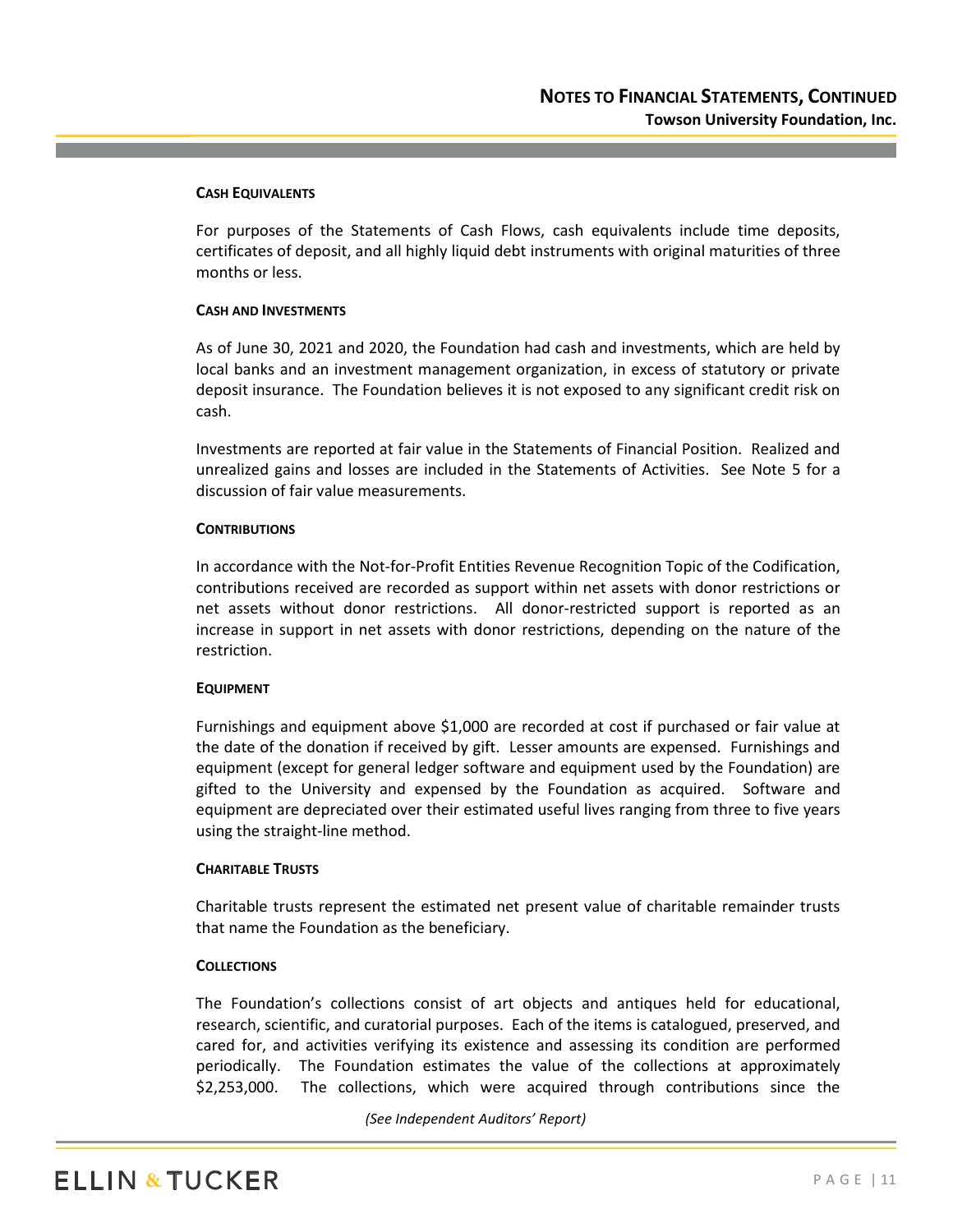#### CASH EQUIVALENTS

For purposes of the Statements of Cash Flows, cash equivalents include time deposits, certificates of deposit, and all highly liquid debt instruments with original maturities of three months or less.

#### CASH AND INVESTMENTS

As of June 30, 2021 and 2020, the Foundation had cash and investments, which are held by local banks and an investment management organization, in excess of statutory or private deposit insurance. The Foundation believes it is not exposed to any significant credit risk on cash.

Investments are reported at fair value in the Statements of Financial Position. Realized and unrealized gains and losses are included in the Statements of Activities. See Note 5 for a discussion of fair value measurements.

#### CONTRIBUTIONS

In accordance with the Not-for-Profit Entities Revenue Recognition Topic of the Codification, contributions received are recorded as support within net assets with donor restrictions or net assets without donor restrictions. All donor-restricted support is reported as an increase in support in net assets with donor restrictions, depending on the nature of the restriction.

#### EQUIPMENT

Furnishings and equipment above $1,000 are recorded at cost if purchased or fair value at the date of the donation if received by gift. Lesser amounts are expensed. Furnishings and equipment (except for general ledger software and equipment used by the Foundation) are gifted to the University and expensed by the Foundation as acquired. Software and equipment are depreciated over their estimated useful lives ranging from three to five years using the straight-line method.

#### CHARITABLE TRUSTS

Charitable trusts represent the estimated net present value of charitable remainder trusts that name the Foundation as the beneficiary.

#### COLLECTIONS

The Foundation's collections consist of art objects and antiques held for educational, research, scientific, and curatorial purposes. Each of the items is catalogued, preserved, and cared for, and activities verifying its existence and assessing its condition are performed periodically. The Foundation estimates the value of the collections at approximately $2,253,000. The collections, which were acquired through contributions since the

*(See Independent Auditors' Report)*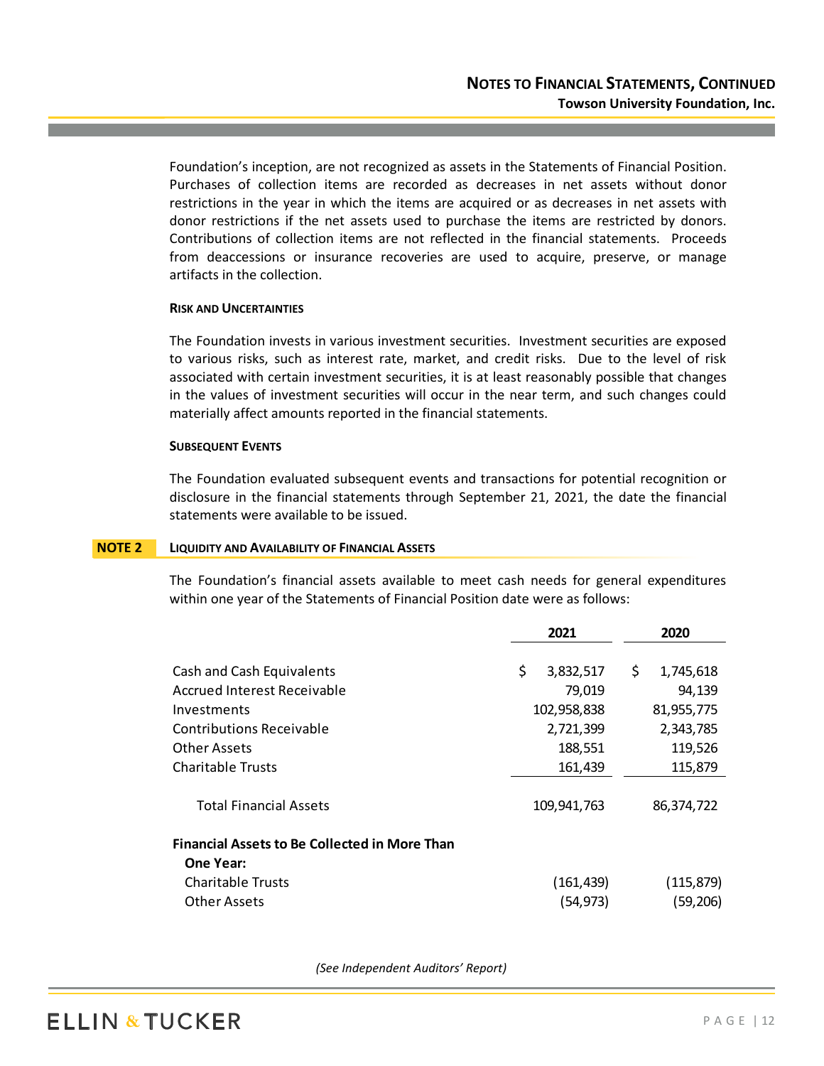Foundation's inception, are not recognized as assets in the Statements of Financial Position. Purchases of collection items are recorded as decreases in net assets without donor restrictions in the year in which the items are acquired or as decreases in net assets with donor restrictions if the net assets used to purchase the items are restricted by donors. Contributions of collection items are not reflected in the financial statements. Proceeds from deaccessions or insurance recoveries are used to acquire, preserve, or manage artifacts in the collection.

#### Risk and Uncertainties

The Foundation invests in various investment securities. Investment securities are exposed to various risks, such as interest rate, market, and credit risks. Due to the level of risk associated with certain investment securities, it is at least reasonably possible that changes in the values of investment securities will occur in the near term, and such changes could materially affect amounts reported in the financial statements.

#### Subsequent Events

The Foundation evaluated subsequent events and transactions for potential recognition or disclosure in the financial statements through September 21, 2021, the date the financial statements were available to be issued.

## NOTE 2 Liquidity and Availability of Financial Assets

The Foundation's financial assets available to meet cash needs for general expenditures within one year of the Statements of Financial Position date were as follows:

| | 2021 | 2020 |
|---|---|---|
| Cash and Cash Equivalents | $ 3,832,517 | $ 1,745,618 |
| Accrued Interest Receivable | 79,019 | 94,139 |
| Investments | 102,958,838 | 81,955,775 |
| Contributions Receivable | 2,721,399 | 2,343,785 |
| Other Assets | 188,551 | 119,526 |
| Charitable Trusts | 161,439 | 115,879 |
| Total Financial Assets | 109,941,763 | 86,374,722 |
| **Financial Assets to Be Collected in More Than One Year:** | | |
| Charitable Trusts | (161,439) | (115,879) |
| Other Assets | (54,973) | (59,206) |

*(See Independent Auditors' Report)*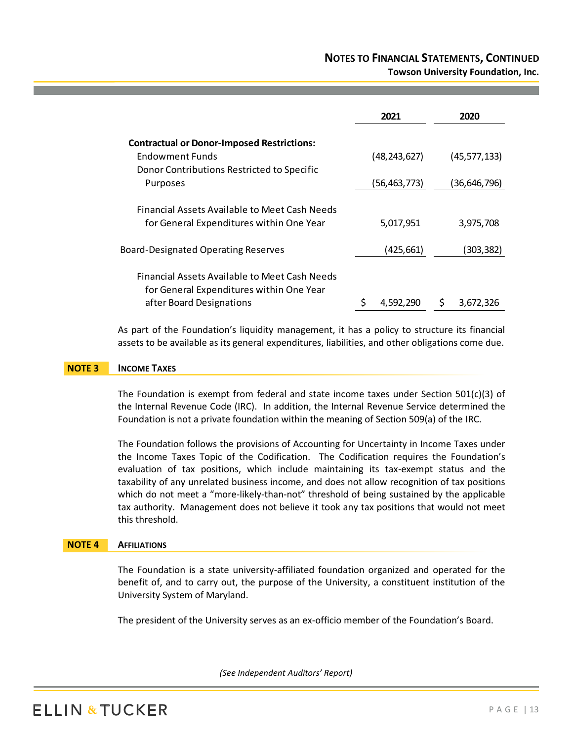| | 2021 | 2020 |
|---|---|---|
| **Contractual or Donor-Imposed Restrictions:** | | |
| Endowment Funds | (48,243,627) | (45,577,133) |
| Donor Contributions Restricted to Specific Purposes | (56,463,773) | (36,646,796) |
| Financial Assets Available to Meet Cash Needs for General Expenditures within One Year | 5,017,951 | 3,975,708 |
| Board-Designated Operating Reserves | (425,661) | (303,382) |
| Financial Assets Available to Meet Cash Needs for General Expenditures within One Year after Board Designations | $ 4,592,290 | $ 3,672,326 |

As part of the Foundation's liquidity management, it has a policy to structure its financial assets to be available as its general expenditures, liabilities, and other obligations come due.

## NOTE 3 INCOME TAXES

The Foundation is exempt from federal and state income taxes under Section 501(c)(3) of the Internal Revenue Code (IRC). In addition, the Internal Revenue Service determined the Foundation is not a private foundation within the meaning of Section 509(a) of the IRC.

The Foundation follows the provisions of Accounting for Uncertainty in Income Taxes under the Income Taxes Topic of the Codification. The Codification requires the Foundation's evaluation of tax positions, which include maintaining its tax-exempt status and the taxability of any unrelated business income, and does not allow recognition of tax positions which do not meet a "more-likely-than-not" threshold of being sustained by the applicable tax authority. Management does not believe it took any tax positions that would not meet this threshold.

## NOTE 4 AFFILIATIONS

The Foundation is a state university-affiliated foundation organized and operated for the benefit of, and to carry out, the purpose of the University, a constituent institution of the University System of Maryland.

The president of the University serves as an ex-officio member of the Foundation's Board.

*(See Independent Auditors' Report)*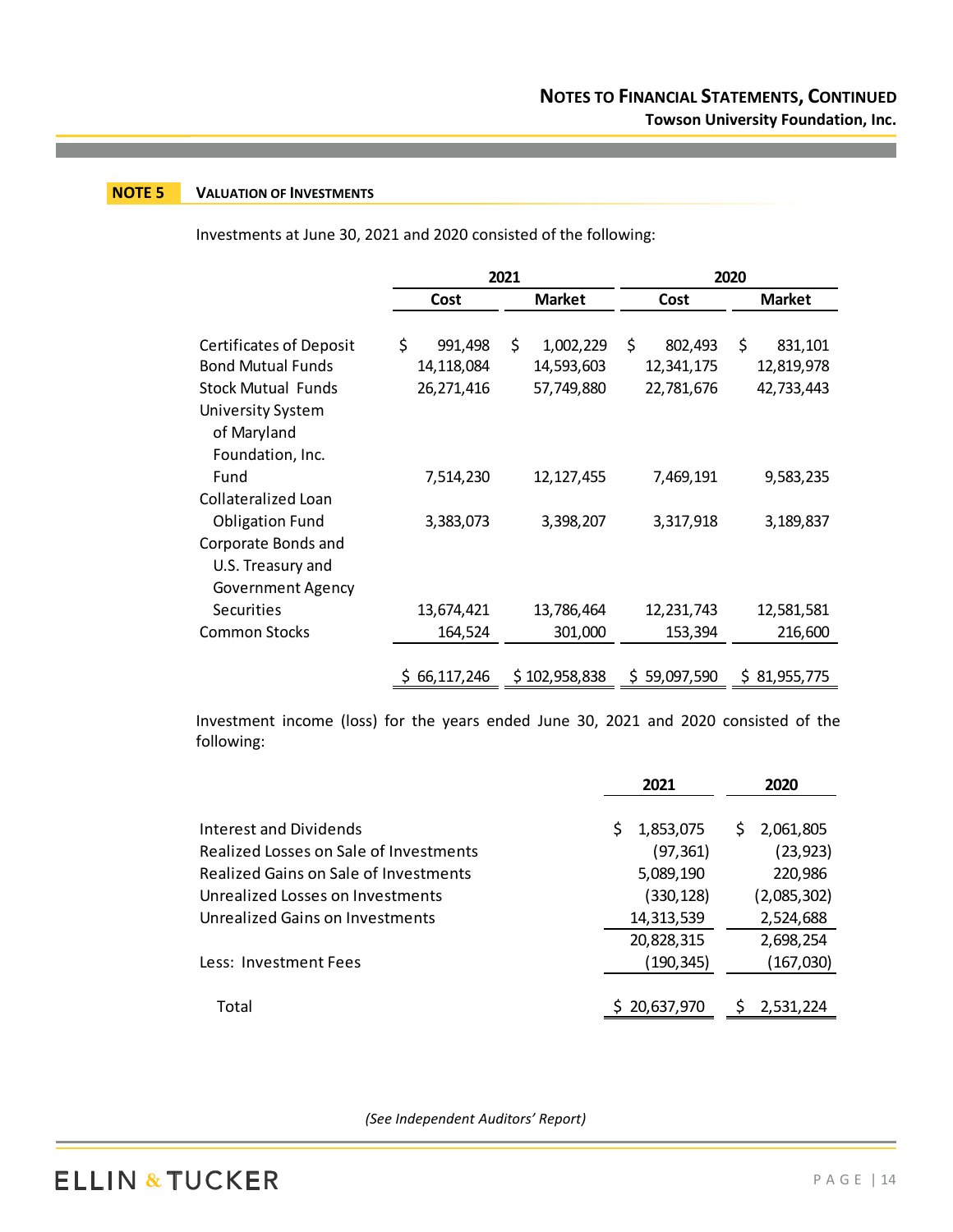## NOTE 5 VALUATION OF INVESTMENTS

Investments at June 30, 2021 and 2020 consisted of the following:

| | 2021 | | 2020 | |
|---|---|---|---|---|
| | Cost | Market | Cost | Market |
| Certificates of Deposit | $ 991,498 | $ 1,002,229 | $ 802,493 | $ 831,101 |
| Bond Mutual Funds | 14,118,084 | 14,593,603 | 12,341,175 | 12,819,978 |
| Stock Mutual Funds | 26,271,416 | 57,749,880 | 22,781,676 | 42,733,443 |
| University System of Maryland Foundation, Inc. Fund | 7,514,230 | 12,127,455 | 7,469,191 | 9,583,235 |
| Collateralized Loan Obligation Fund | 3,383,073 | 3,398,207 | 3,317,918 | 3,189,837 |
| Corporate Bonds and U.S. Treasury and Government Agency Securities | 13,674,421 | 13,786,464 | 12,231,743 | 12,581,581 |
| Common Stocks | 164,524 | 301,000 | 153,394 | 216,600 |
| | $ 66,117,246 | $ 102,958,838 | $ 59,097,590 | $ 81,955,775 |

Investment income (loss) for the years ended June 30, 2021 and 2020 consisted of the following:

| | 2021 | 2020 |
|---|---|---|
| Interest and Dividends | $ 1,853,075 | $ 2,061,805 |
| Realized Losses on Sale of Investments | (97,361) | (23,923) |
| Realized Gains on Sale of Investments | 5,089,190 | 220,986 |
| Unrealized Losses on Investments | (330,128) | (2,085,302) |
| Unrealized Gains on Investments | 14,313,539 | 2,524,688 |
| | 20,828,315 | 2,698,254 |
| Less: Investment Fees | (190,345) | (167,030) |
| Total | $ 20,637,970 | $ 2,531,224 |

*(See Independent Auditors' Report)*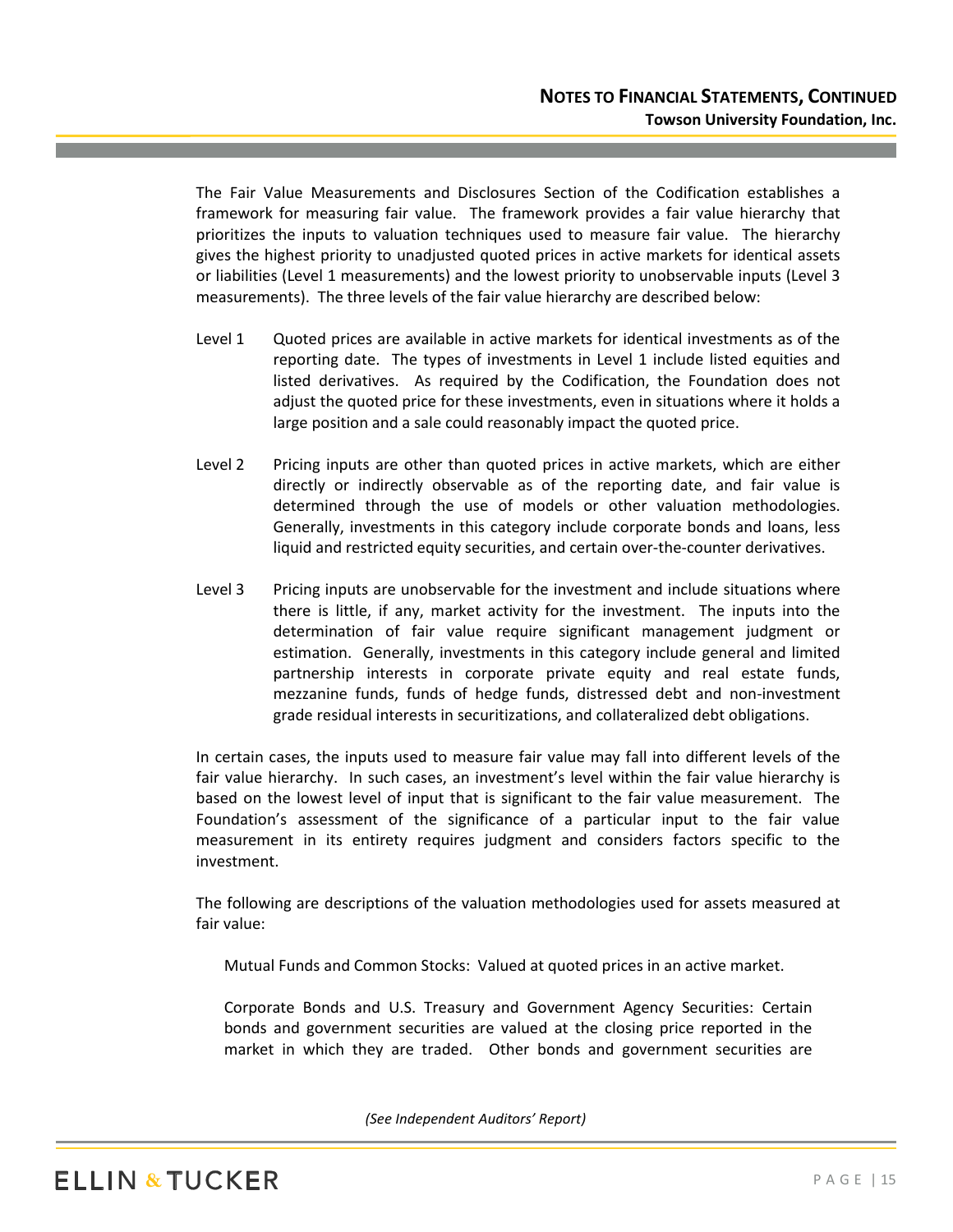The Fair Value Measurements and Disclosures Section of the Codification establishes a framework for measuring fair value. The framework provides a fair value hierarchy that prioritizes the inputs to valuation techniques used to measure fair value. The hierarchy gives the highest priority to unadjusted quoted prices in active markets for identical assets or liabilities (Level 1 measurements) and the lowest priority to unobservable inputs (Level 3 measurements). The three levels of the fair value hierarchy are described below:

Level 1 Quoted prices are available in active markets for identical investments as of the reporting date. The types of investments in Level 1 include listed equities and listed derivatives. As required by the Codification, the Foundation does not adjust the quoted price for these investments, even in situations where it holds a large position and a sale could reasonably impact the quoted price.

Level 2 Pricing inputs are other than quoted prices in active markets, which are either directly or indirectly observable as of the reporting date, and fair value is determined through the use of models or other valuation methodologies. Generally, investments in this category include corporate bonds and loans, less liquid and restricted equity securities, and certain over-the-counter derivatives.

Level 3 Pricing inputs are unobservable for the investment and include situations where there is little, if any, market activity for the investment. The inputs into the determination of fair value require significant management judgment or estimation. Generally, investments in this category include general and limited partnership interests in corporate private equity and real estate funds, mezzanine funds, funds of hedge funds, distressed debt and non-investment grade residual interests in securitizations, and collateralized debt obligations.

In certain cases, the inputs used to measure fair value may fall into different levels of the fair value hierarchy. In such cases, an investment's level within the fair value hierarchy is based on the lowest level of input that is significant to the fair value measurement. The Foundation's assessment of the significance of a particular input to the fair value measurement in its entirety requires judgment and considers factors specific to the investment.

The following are descriptions of the valuation methodologies used for assets measured at fair value:

Mutual Funds and Common Stocks: Valued at quoted prices in an active market.

Corporate Bonds and U.S. Treasury and Government Agency Securities: Certain bonds and government securities are valued at the closing price reported in the market in which they are traded. Other bonds and government securities are

*(See Independent Auditors' Report)*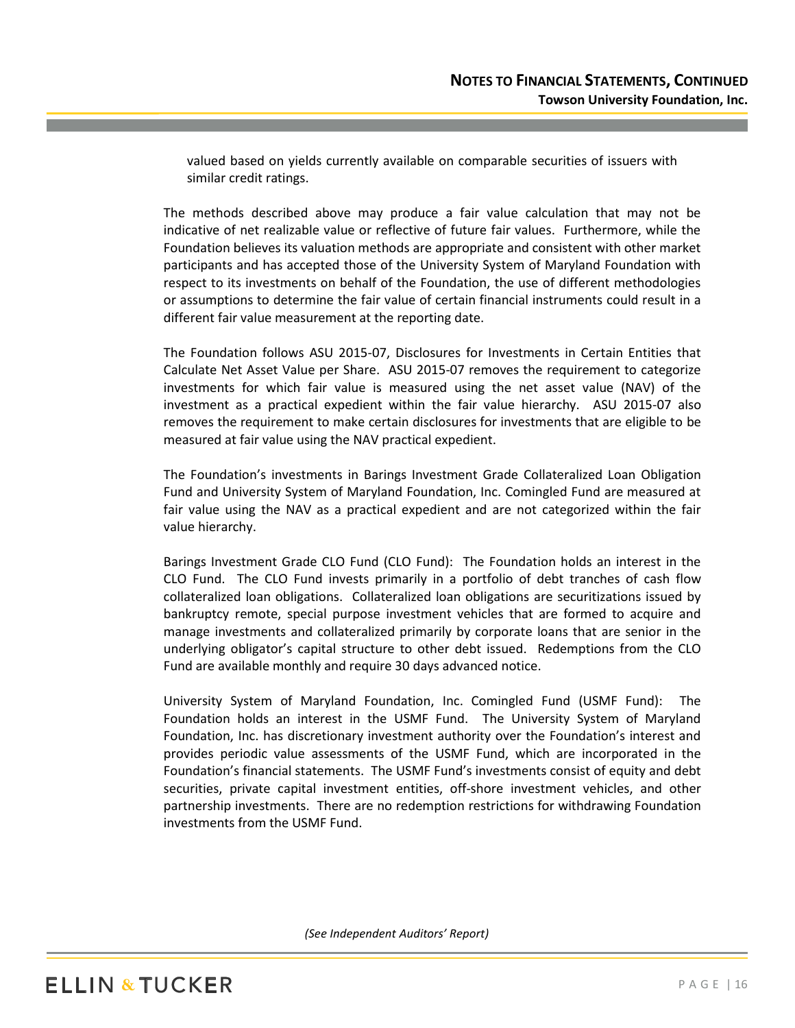valued based on yields currently available on comparable securities of issuers with similar credit ratings.

The methods described above may produce a fair value calculation that may not be indicative of net realizable value or reflective of future fair values. Furthermore, while the Foundation believes its valuation methods are appropriate and consistent with other market participants and has accepted those of the University System of Maryland Foundation with respect to its investments on behalf of the Foundation, the use of different methodologies or assumptions to determine the fair value of certain financial instruments could result in a different fair value measurement at the reporting date.

The Foundation follows ASU 2015-07, Disclosures for Investments in Certain Entities that Calculate Net Asset Value per Share. ASU 2015-07 removes the requirement to categorize investments for which fair value is measured using the net asset value (NAV) of the investment as a practical expedient within the fair value hierarchy. ASU 2015-07 also removes the requirement to make certain disclosures for investments that are eligible to be measured at fair value using the NAV practical expedient.

The Foundation's investments in Barings Investment Grade Collateralized Loan Obligation Fund and University System of Maryland Foundation, Inc. Comingled Fund are measured at fair value using the NAV as a practical expedient and are not categorized within the fair value hierarchy.

Barings Investment Grade CLO Fund (CLO Fund): The Foundation holds an interest in the CLO Fund. The CLO Fund invests primarily in a portfolio of debt tranches of cash flow collateralized loan obligations. Collateralized loan obligations are securitizations issued by bankruptcy remote, special purpose investment vehicles that are formed to acquire and manage investments and collateralized primarily by corporate loans that are senior in the underlying obligator's capital structure to other debt issued. Redemptions from the CLO Fund are available monthly and require 30 days advanced notice.

University System of Maryland Foundation, Inc. Comingled Fund (USMF Fund): The Foundation holds an interest in the USMF Fund. The University System of Maryland Foundation, Inc. has discretionary investment authority over the Foundation's interest and provides periodic value assessments of the USMF Fund, which are incorporated in the Foundation's financial statements. The USMF Fund's investments consist of equity and debt securities, private capital investment entities, off-shore investment vehicles, and other partnership investments. There are no redemption restrictions for withdrawing Foundation investments from the USMF Fund.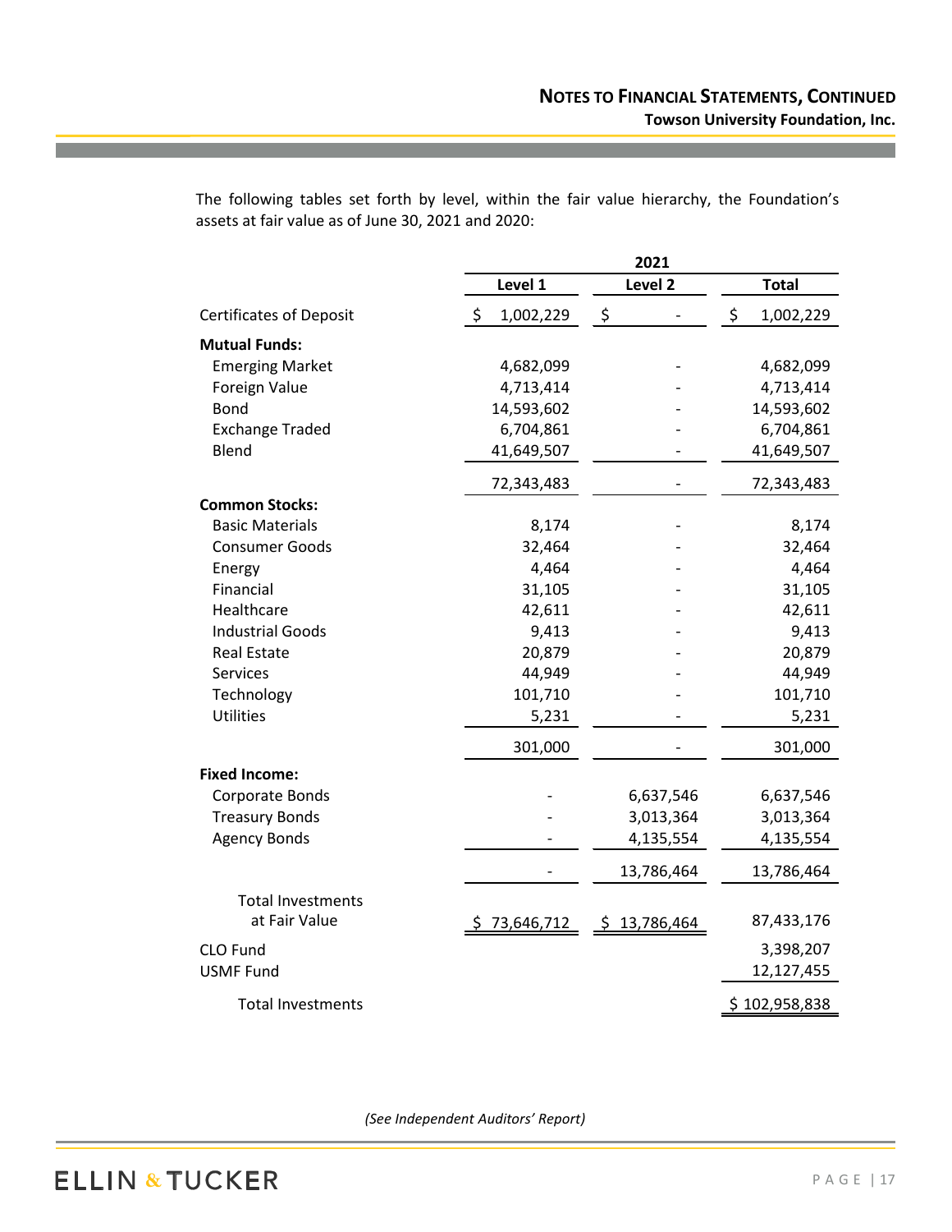The following tables set forth by level, within the fair value hierarchy, the Foundation's assets at fair value as of June 30, 2021 and 2020:

| | 2021 | | |
|---|---|---|---|
| | Level 1 | Level 2 | Total |
| Certificates of Deposit | $ 1,002,229 | $ - | $ 1,002,229 |
| **Mutual Funds:** | | | |
| Emerging Market | 4,682,099 | - | 4,682,099 |
| Foreign Value | 4,713,414 | - | 4,713,414 |
| Bond | 14,593,602 | - | 14,593,602 |
| Exchange Traded | 6,704,861 | - | 6,704,861 |
| Blend | 41,649,507 | - | 41,649,507 |
| | 72,343,483 | - | 72,343,483 |
| **Common Stocks:** | | | |
| Basic Materials | 8,174 | - | 8,174 |
| Consumer Goods | 32,464 | - | 32,464 |
| Energy | 4,464 | - | 4,464 |
| Financial | 31,105 | - | 31,105 |
| Healthcare | 42,611 | - | 42,611 |
| Industrial Goods | 9,413 | - | 9,413 |
| Real Estate | 20,879 | - | 20,879 |
| Services | 44,949 | - | 44,949 |
| Technology | 101,710 | - | 101,710 |
| Utilities | 5,231 | - | 5,231 |
| | 301,000 | - | 301,000 |
| **Fixed Income:** | | | |
| Corporate Bonds | - | 6,637,546 | 6,637,546 |
| Treasury Bonds | - | 3,013,364 | 3,013,364 |
| Agency Bonds | - | 4,135,554 | 4,135,554 |
| | - | 13,786,464 | 13,786,464 |
| Total Investments at Fair Value | $ 73,646,712 | $ 13,786,464 | 87,433,176 |
| CLO Fund | | | 3,398,207 |
| USMF Fund | | | 12,127,455 |
| Total Investments | | | $ 102,958,838 |

*(See Independent Auditors' Report)*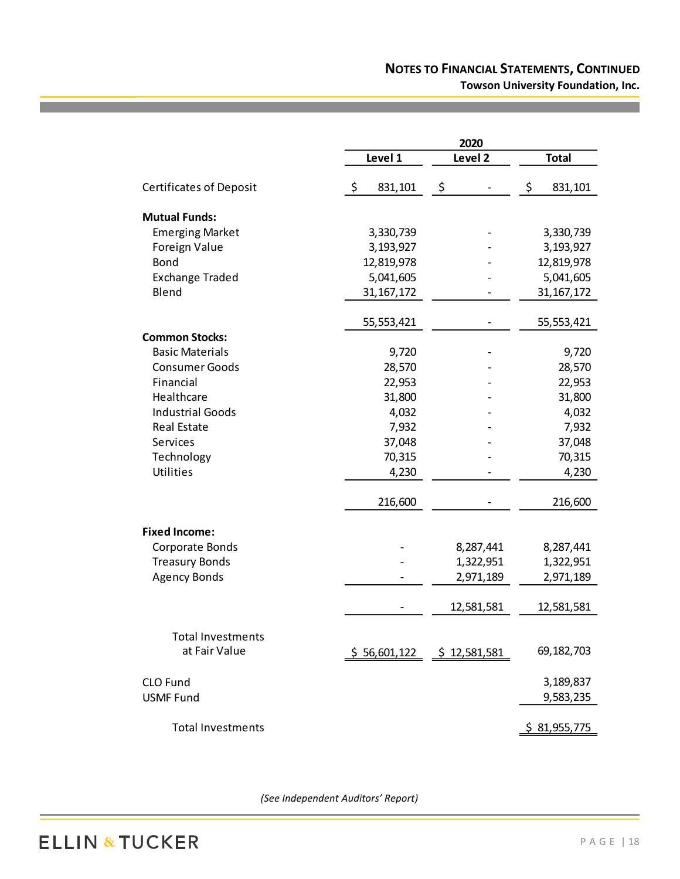| | 2020 | | |
|---|---|---|---|
| | Level 1 | Level 2 | Total |
| Certificates of Deposit | $ 831,101 | $ - | $ 831,101 |
| **Mutual Funds:** | | | |
| Emerging Market | 3,330,739 | - | 3,330,739 |
| Foreign Value | 3,193,927 | - | 3,193,927 |
| Bond | 12,819,978 | - | 12,819,978 |
| Exchange Traded | 5,041,605 | - | 5,041,605 |
| Blend | 31,167,172 | - | 31,167,172 |
| | 55,553,421 | - | 55,553,421 |
| **Common Stocks:** | | | |
| Basic Materials | 9,720 | - | 9,720 |
| Consumer Goods | 28,570 | - | 28,570 |
| Financial | 22,953 | - | 22,953 |
| Healthcare | 31,800 | - | 31,800 |
| Industrial Goods | 4,032 | - | 4,032 |
| Real Estate | 7,932 | - | 7,932 |
| Services | 37,048 | - | 37,048 |
| Technology | 70,315 | - | 70,315 |
| Utilities | 4,230 | - | 4,230 |
| | 216,600 | - | 216,600 |
| **Fixed Income:** | | | |
| Corporate Bonds | - | 8,287,441 | 8,287,441 |
| Treasury Bonds | - | 1,322,951 | 1,322,951 |
| Agency Bonds | - | 2,971,189 | 2,971,189 |
| | - | 12,581,581 | 12,581,581 |
| Total Investments at Fair Value | $ 56,601,122 | $ 12,581,581 | 69,182,703 |
| CLO Fund | | | 3,189,837 |
| USMF Fund | | | 9,583,235 |
| Total Investments | | | $ 81,955,775 |

*(See Independent Auditors' Report)*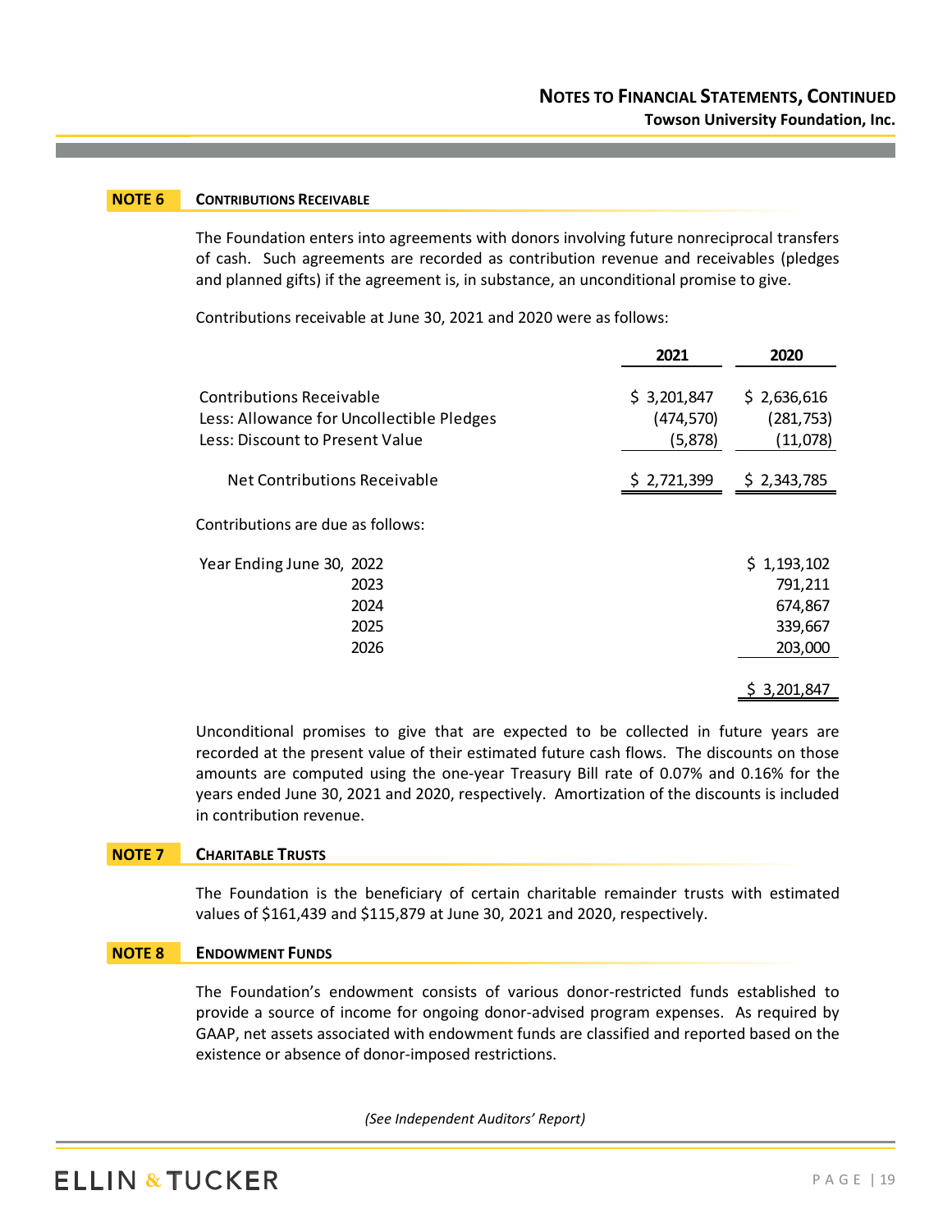## NOTE 6 CONTRIBUTIONS RECEIVABLE

The Foundation enters into agreements with donors involving future nonreciprocal transfers of cash. Such agreements are recorded as contribution revenue and receivables (pledges and planned gifts) if the agreement is, in substance, an unconditional promise to give.

Contributions receivable at June 30, 2021 and 2020 were as follows:

| | 2021 | 2020 |
|---|---|---|
| Contributions Receivable | $ 3,201,847 | $ 2,636,616 |
| Less: Allowance for Uncollectible Pledges | (474,570) | (281,753) |
| Less: Discount to Present Value | (5,878) | (11,078) |
| Net Contributions Receivable | $ 2,721,399 | $ 2,343,785 |

Contributions are due as follows:

| | |
|---|---|
| Year Ending June 30, 2022 | $ 1,193,102 |
| 2023 | 791,211 |
| 2024 | 674,867 |
| 2025 | 339,667 |
| 2026 | 203,000 |
| | $ 3,201,847 |

Unconditional promises to give that are expected to be collected in future years are recorded at the present value of their estimated future cash flows. The discounts on those amounts are computed using the one-year Treasury Bill rate of 0.07% and 0.16% for the years ended June 30, 2021 and 2020, respectively. Amortization of the discounts is included in contribution revenue.

## NOTE 7 CHARITABLE TRUSTS

The Foundation is the beneficiary of certain charitable remainder trusts with estimated values of $161,439 and $115,879 at June 30, 2021 and 2020, respectively.

## NOTE 8 ENDOWMENT FUNDS

The Foundation's endowment consists of various donor-restricted funds established to provide a source of income for ongoing donor-advised program expenses. As required by GAAP, net assets associated with endowment funds are classified and reported based on the existence or absence of donor-imposed restrictions.

*(See Independent Auditors' Report)*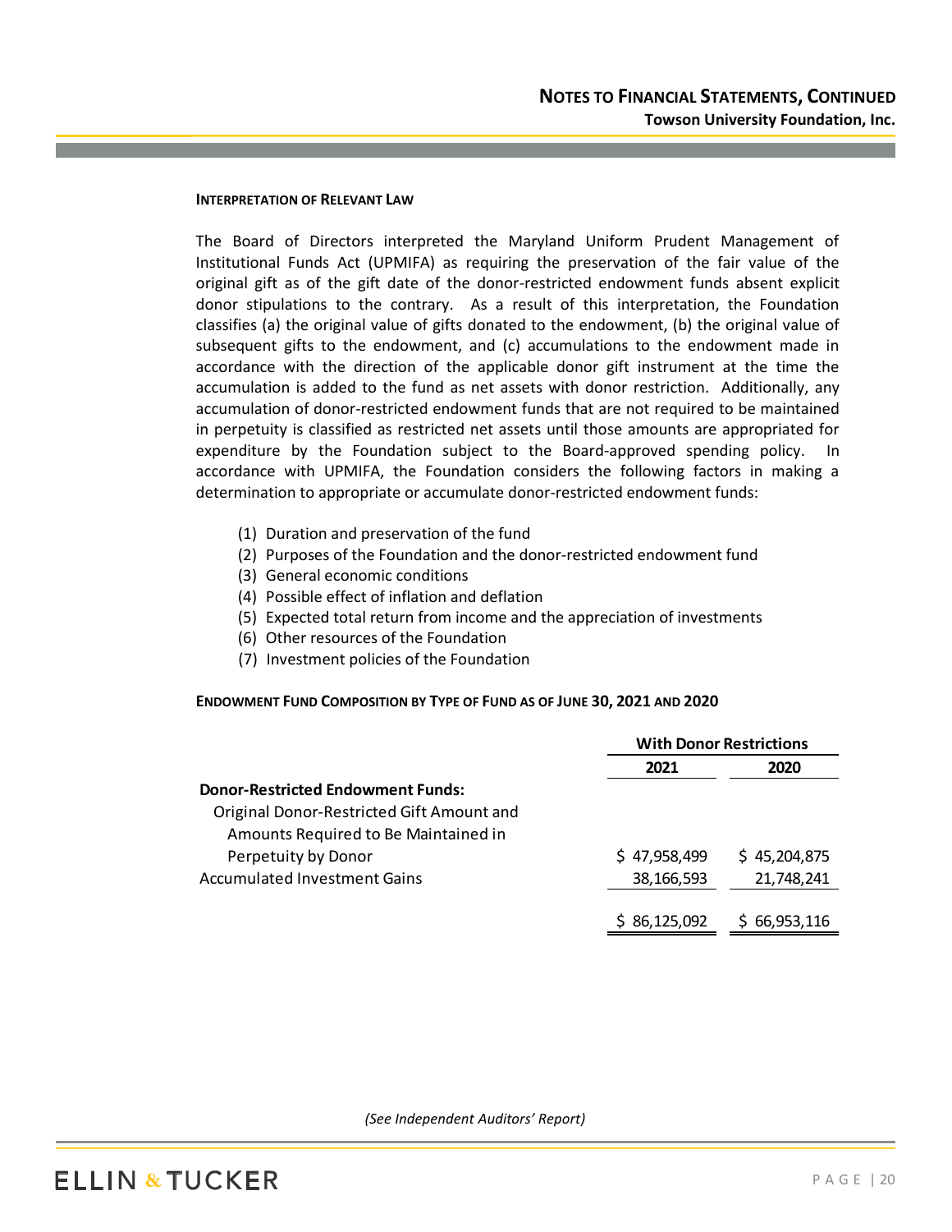#### Interpretation of Relevant Law

The Board of Directors interpreted the Maryland Uniform Prudent Management of Institutional Funds Act (UPMIFA) as requiring the preservation of the fair value of the original gift as of the gift date of the donor-restricted endowment funds absent explicit donor stipulations to the contrary. As a result of this interpretation, the Foundation classifies (a) the original value of gifts donated to the endowment, (b) the original value of subsequent gifts to the endowment, and (c) accumulations to the endowment made in accordance with the direction of the applicable donor gift instrument at the time the accumulation is added to the fund as net assets with donor restriction. Additionally, any accumulation of donor-restricted endowment funds that are not required to be maintained in perpetuity is classified as restricted net assets until those amounts are appropriated for expenditure by the Foundation subject to the Board-approved spending policy. In accordance with UPMIFA, the Foundation considers the following factors in making a determination to appropriate or accumulate donor-restricted endowment funds:

1. Duration and preservation of the fund
2. Purposes of the Foundation and the donor-restricted endowment fund
3. General economic conditions
4. Possible effect of inflation and deflation
5. Expected total return from income and the appreciation of investments
6. Other resources of the Foundation
7. Investment policies of the Foundation

#### Endowment Fund Composition by Type of Fund as of June 30, 2021 and 2020

| | With Donor Restrictions | |
|---|---|---|
| | **2021** | **2020** |
| **Donor-Restricted Endowment Funds:** | | |
| Original Donor-Restricted Gift Amount and Amounts Required to Be Maintained in Perpetuity by Donor | $ 47,958,499 | $ 45,204,875 |
| Accumulated Investment Gains | 38,166,593 | 21,748,241 |
| | $ 86,125,092 | $ 66,953,116 |

*(See Independent Auditors' Report)*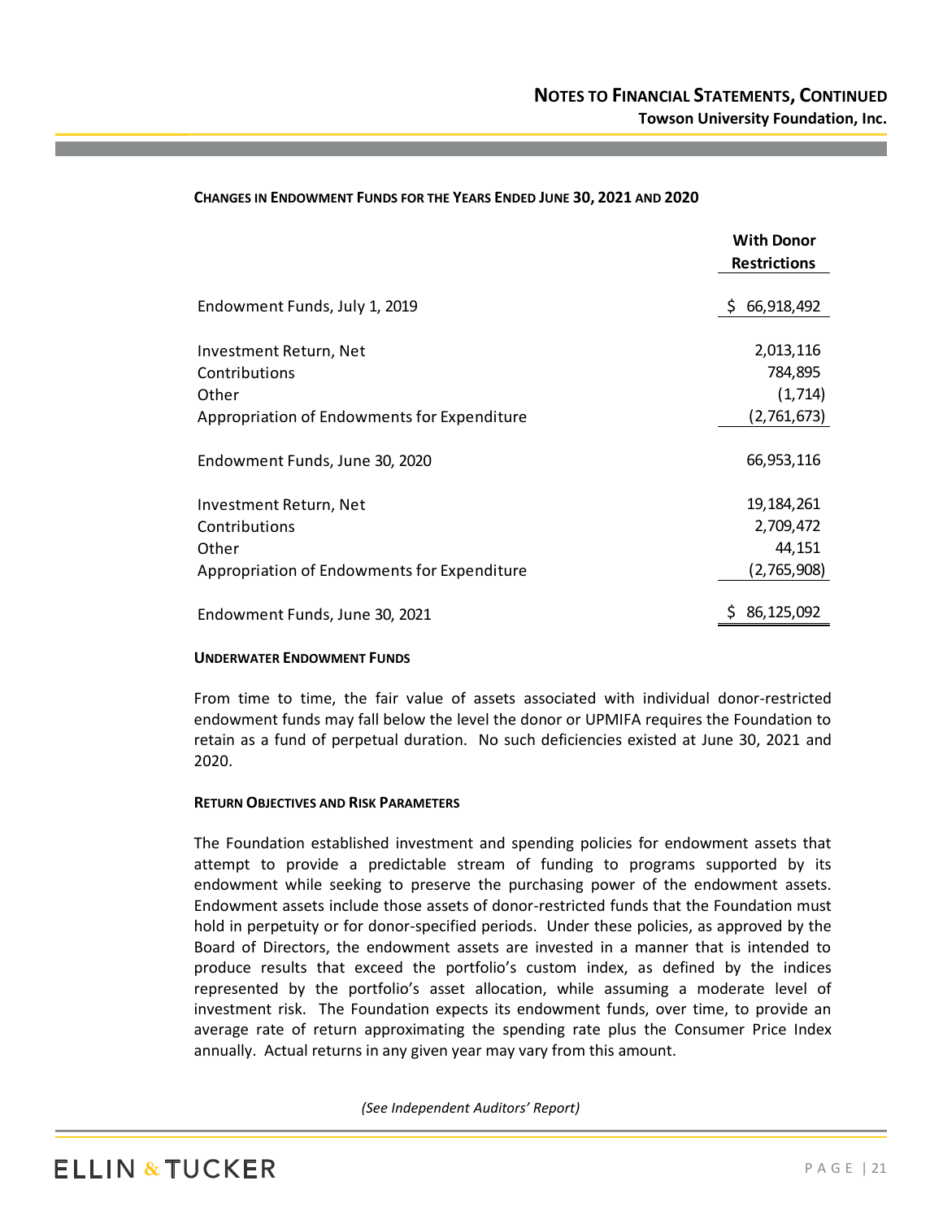#### CHANGES IN ENDOWMENT FUNDS FOR THE YEARS ENDED JUNE 30, 2021 AND 2020

| | With Donor Restrictions |
|---|---|
| Endowment Funds, July 1, 2019 | $ 66,918,492 |
| Investment Return, Net | 2,013,116 |
| Contributions | 784,895 |
| Other | (1,714) |
| Appropriation of Endowments for Expenditure | (2,761,673) |
| Endowment Funds, June 30, 2020 | 66,953,116 |
| Investment Return, Net | 19,184,261 |
| Contributions | 2,709,472 |
| Other | 44,151 |
| Appropriation of Endowments for Expenditure | (2,765,908) |
| Endowment Funds, June 30, 2021 | $ 86,125,092 |

#### UNDERWATER ENDOWMENT FUNDS

From time to time, the fair value of assets associated with individual donor-restricted endowment funds may fall below the level the donor or UPMIFA requires the Foundation to retain as a fund of perpetual duration. No such deficiencies existed at June 30, 2021 and 2020.

#### RETURN OBJECTIVES AND RISK PARAMETERS

The Foundation established investment and spending policies for endowment assets that attempt to provide a predictable stream of funding to programs supported by its endowment while seeking to preserve the purchasing power of the endowment assets. Endowment assets include those assets of donor-restricted funds that the Foundation must hold in perpetuity or for donor-specified periods. Under these policies, as approved by the Board of Directors, the endowment assets are invested in a manner that is intended to produce results that exceed the portfolio's custom index, as defined by the indices represented by the portfolio's asset allocation, while assuming a moderate level of investment risk. The Foundation expects its endowment funds, over time, to provide an average rate of return approximating the spending rate plus the Consumer Price Index annually. Actual returns in any given year may vary from this amount.

*(See Independent Auditors' Report)*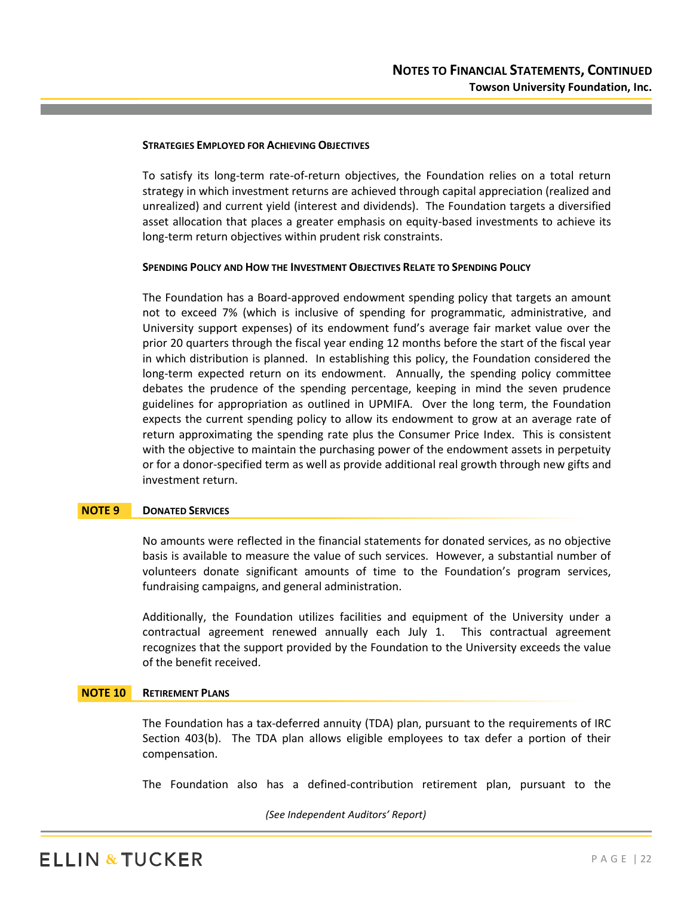#### Strategies Employed for Achieving Objectives

To satisfy its long-term rate-of-return objectives, the Foundation relies on a total return strategy in which investment returns are achieved through capital appreciation (realized and unrealized) and current yield (interest and dividends). The Foundation targets a diversified asset allocation that places a greater emphasis on equity-based investments to achieve its long-term return objectives within prudent risk constraints.

#### Spending Policy and How the Investment Objectives Relate to Spending Policy

The Foundation has a Board-approved endowment spending policy that targets an amount not to exceed 7% (which is inclusive of spending for programmatic, administrative, and University support expenses) of its endowment fund's average fair market value over the prior 20 quarters through the fiscal year ending 12 months before the start of the fiscal year in which distribution is planned. In establishing this policy, the Foundation considered the long-term expected return on its endowment. Annually, the spending policy committee debates the prudence of the spending percentage, keeping in mind the seven prudence guidelines for appropriation as outlined in UPMIFA. Over the long term, the Foundation expects the current spending policy to allow its endowment to grow at an average rate of return approximating the spending rate plus the Consumer Price Index. This is consistent with the objective to maintain the purchasing power of the endowment assets in perpetuity or for a donor-specified term as well as provide additional real growth through new gifts and investment return.

## NOTE 9 Donated Services

No amounts were reflected in the financial statements for donated services, as no objective basis is available to measure the value of such services. However, a substantial number of volunteers donate significant amounts of time to the Foundation's program services, fundraising campaigns, and general administration.

Additionally, the Foundation utilizes facilities and equipment of the University under a contractual agreement renewed annually each July 1. This contractual agreement recognizes that the support provided by the Foundation to the University exceeds the value of the benefit received.

## NOTE 10 Retirement Plans

The Foundation has a tax-deferred annuity (TDA) plan, pursuant to the requirements of IRC Section 403(b). The TDA plan allows eligible employees to tax defer a portion of their compensation.

The Foundation also has a defined-contribution retirement plan, pursuant to the

*(See Independent Auditors' Report)*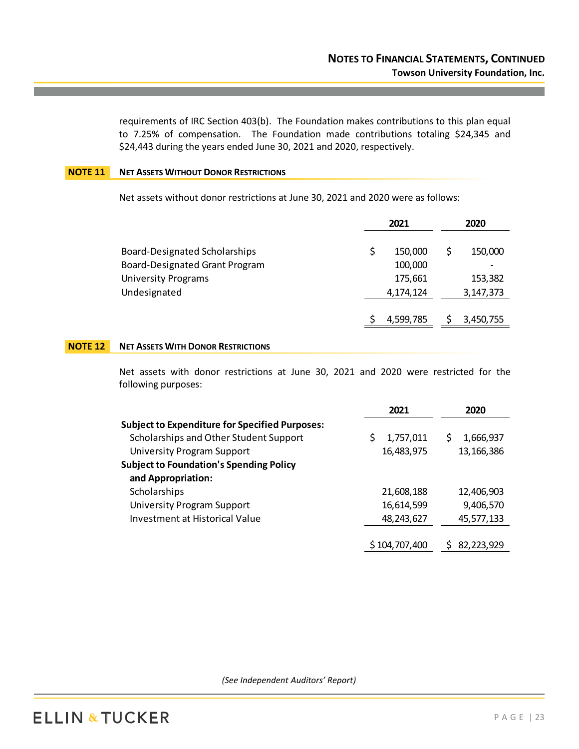requirements of IRC Section 403(b). The Foundation makes contributions to this plan equal to 7.25% of compensation. The Foundation made contributions totaling $24,345 and $24,443 during the years ended June 30, 2021 and 2020, respectively.

## NOTE 11 NET ASSETS WITHOUT DONOR RESTRICTIONS

Net assets without donor restrictions at June 30, 2021 and 2020 were as follows:

| | 2021 | 2020 |
|---|---|---|
| Board-Designated Scholarships | $ 150,000 | $ 150,000 |
| Board-Designated Grant Program | 100,000 | - |
| University Programs | 175,661 | 153,382 |
| Undesignated | 4,174,124 | 3,147,373 |
| | $ 4,599,785 | $ 3,450,755 |

## NOTE 12 NET ASSETS WITH DONOR RESTRICTIONS

Net assets with donor restrictions at June 30, 2021 and 2020 were restricted for the following purposes:

| | 2021 | 2020 |
|---|---|---|
| **Subject to Expenditure for Specified Purposes:** | | |
| Scholarships and Other Student Support | $ 1,757,011 | $ 1,666,937 |
| University Program Support | 16,483,975 | 13,166,386 |
| **Subject to Foundation's Spending Policy and Appropriation:** | | |
| Scholarships | 21,608,188 | 12,406,903 |
| University Program Support | 16,614,599 | 9,406,570 |
| Investment at Historical Value | 48,243,627 | 45,577,133 |
| | $ 104,707,400 | $ 82,223,929 |

*(See Independent Auditors' Report)*